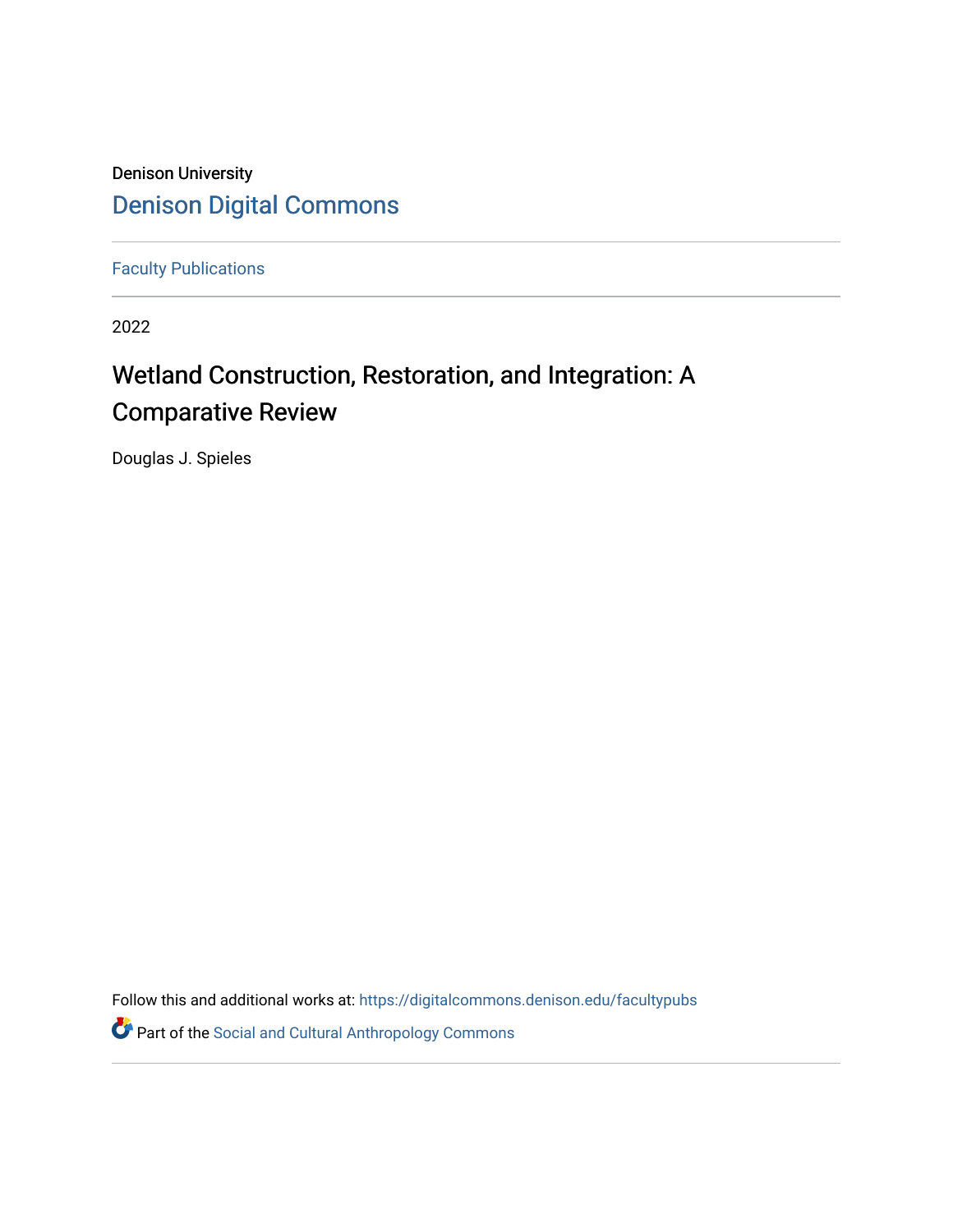Denison University

# Denison Digital Commons

Faculty Publications

2022

## Wetland Construction, Restoration, and Integration: A Comparative Review

Douglas J. Spieles

Follow this and additional works at: https://digitalcommons.denison.edu/facultypubs

Part of the Social and Cultural Anthropology Commons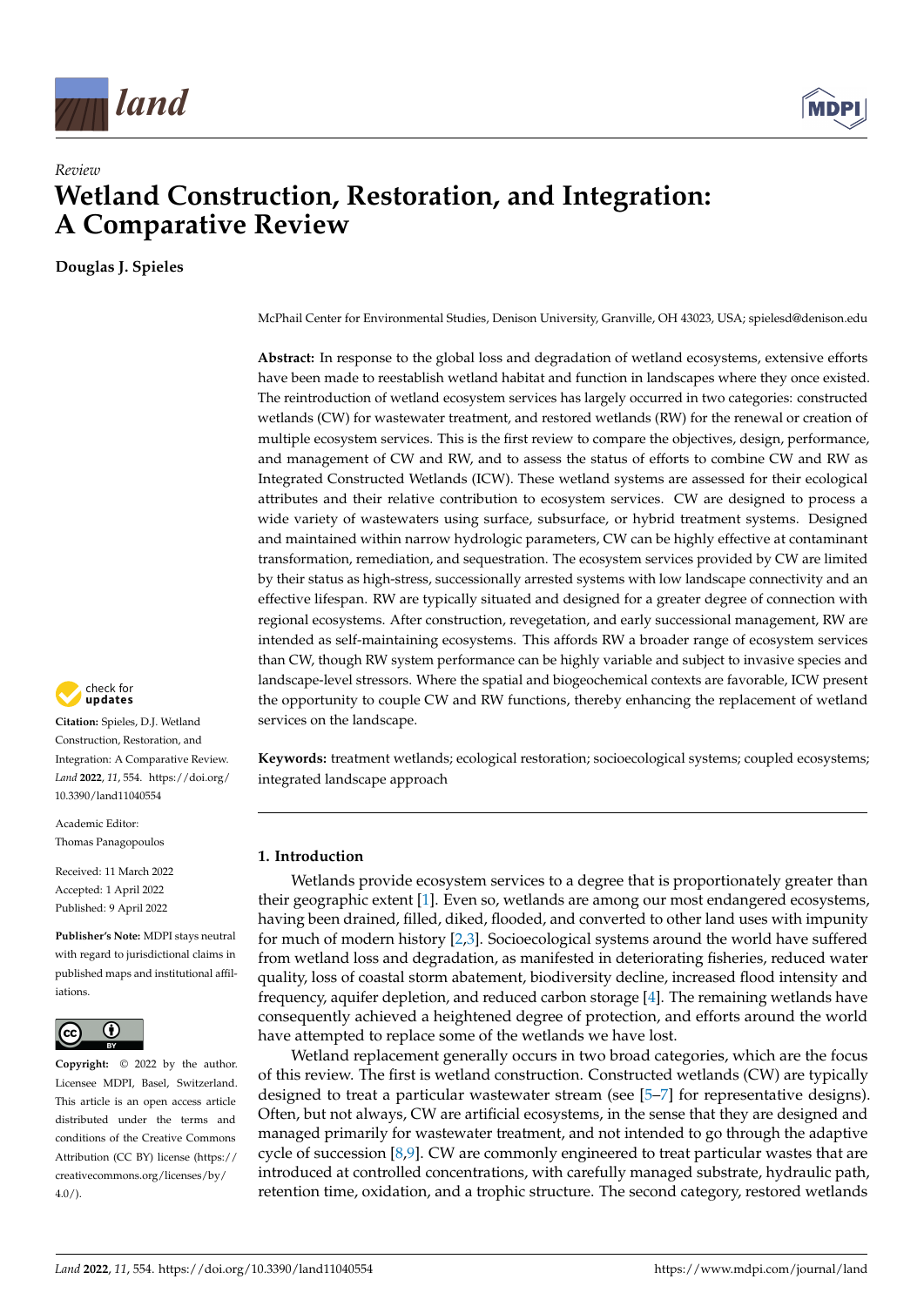# Review

# Wetland Construction, Restoration, and Integration: A Comparative Review

**Douglas J. Spieles**

McPhail Center for Environmental Studies, Denison University, Granville, OH 43023, USA; spielesd@denison.edu

**Abstract:** In response to the global loss and degradation of wetland ecosystems, extensive efforts have been made to reestablish wetland habitat and function in landscapes where they once existed. The reintroduction of wetland ecosystem services has largely occurred in two categories: constructed wetlands (CW) for wastewater treatment, and restored wetlands (RW) for the renewal or creation of multiple ecosystem services. This is the first review to compare the objectives, design, performance, and management of CW and RW, and to assess the status of efforts to combine CW and RW as Integrated Constructed Wetlands (ICW). These wetland systems are assessed for their ecological attributes and their relative contribution to ecosystem services. CW are designed to process a wide variety of wastewaters using surface, subsurface, or hybrid treatment systems. Designed and maintained within narrow hydrologic parameters, CW can be highly effective at contaminant transformation, remediation, and sequestration. The ecosystem services provided by CW are limited by their status as high-stress, successionally arrested systems with low landscape connectivity and an effective lifespan. RW are typically situated and designed for a greater degree of connection with regional ecosystems. After construction, revegetation, and early successional management, RW are intended as self-maintaining ecosystems. This affords RW a broader range of ecosystem services than CW, though RW system performance can be highly variable and subject to invasive species and landscape-level stressors. Where the spatial and biogeochemical contexts are favorable, ICW present the opportunity to couple CW and RW functions, thereby enhancing the replacement of wetland services on the landscape.

**Keywords:** treatment wetlands; ecological restoration; socioecological systems; coupled ecosystems; integrated landscape approach

**Citation:** Spieles, D.J. Wetland Construction, Restoration, and Integration: A Comparative Review. *Land* **2022**, *11*, 554. https://doi.org/10.3390/land11040554

Academic Editor: Thomas Panagopoulos

Received: 11 March 2022
Accepted: 1 April 2022
Published: 9 April 2022

**Publisher's Note:** MDPI stays neutral with regard to jurisdictional claims in published maps and institutional affiliations.

**Copyright:** © 2022 by the author. Licensee MDPI, Basel, Switzerland. This article is an open access article distributed under the terms and conditions of the Creative Commons Attribution (CC BY) license (https://creativecommons.org/licenses/by/4.0/).

## 1. Introduction

Wetlands provide ecosystem services to a degree that is proportionately greater than their geographic extent [1]. Even so, wetlands are among our most endangered ecosystems, having been drained, filled, diked, flooded, and converted to other land uses with impunity for much of modern history [2,3]. Socioecological systems around the world have suffered from wetland loss and degradation, as manifested in deteriorating fisheries, reduced water quality, loss of coastal storm abatement, biodiversity decline, increased flood intensity and frequency, aquifer depletion, and reduced carbon storage [4]. The remaining wetlands have consequently achieved a heightened degree of protection, and efforts around the world have attempted to replace some of the wetlands we have lost.

Wetland replacement generally occurs in two broad categories, which are the focus of this review. The first is wetland construction. Constructed wetlands (CW) are typically designed to treat a particular wastewater stream (see [5–7] for representative designs). Often, but not always, CW are artificial ecosystems, in the sense that they are designed and managed primarily for wastewater treatment, and not intended to go through the adaptive cycle of succession [8,9]. CW are commonly engineered to treat particular wastes that are introduced at controlled concentrations, with carefully managed substrate, hydraulic path, retention time, oxidation, and a trophic structure. The second category, restored wetlands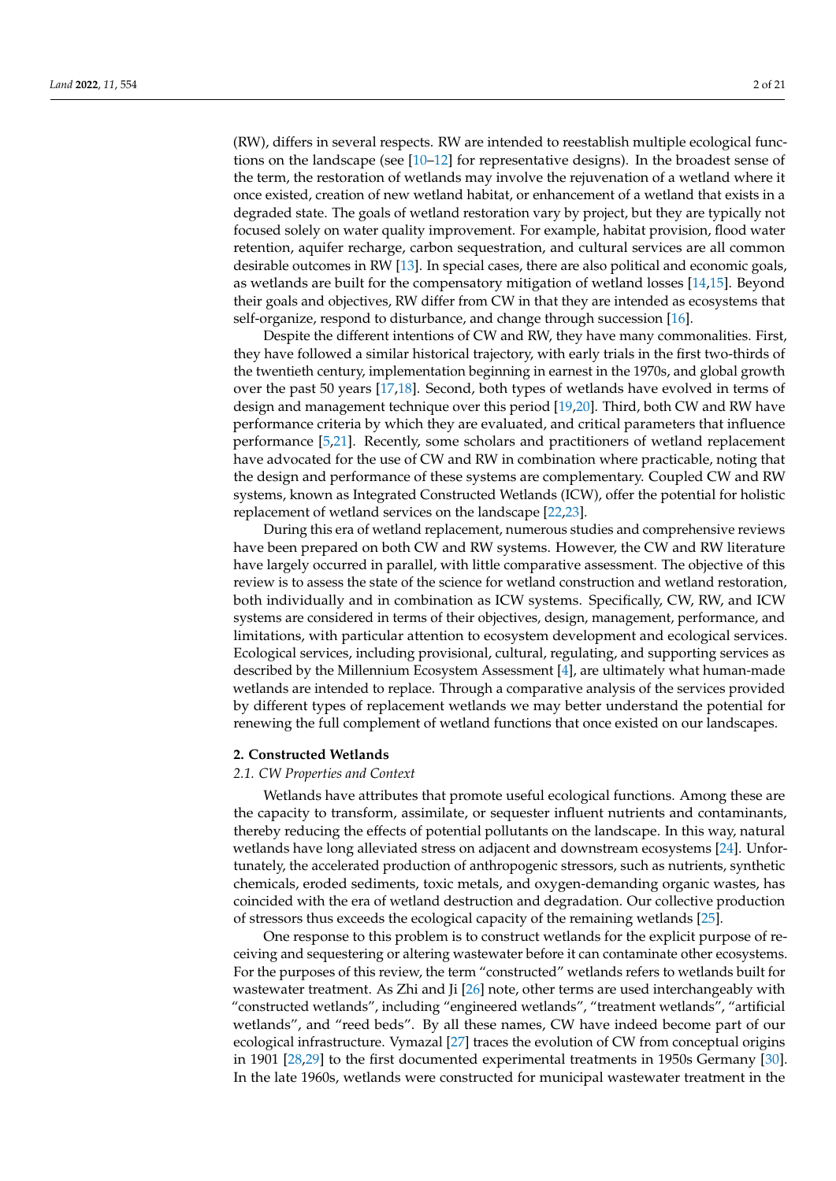(RW), differs in several respects. RW are intended to reestablish multiple ecological functions on the landscape (see [10–12] for representative designs). In the broadest sense of the term, the restoration of wetlands may involve the rejuvenation of a wetland where it once existed, creation of new wetland habitat, or enhancement of a wetland that exists in a degraded state. The goals of wetland restoration vary by project, but they are typically not focused solely on water quality improvement. For example, habitat provision, flood water retention, aquifer recharge, carbon sequestration, and cultural services are all common desirable outcomes in RW [13]. In special cases, there are also political and economic goals, as wetlands are built for the compensatory mitigation of wetland losses [14,15]. Beyond their goals and objectives, RW differ from CW in that they are intended as ecosystems that self-organize, respond to disturbance, and change through succession [16].

Despite the different intentions of CW and RW, they have many commonalities. First, they have followed a similar historical trajectory, with early trials in the first two-thirds of the twentieth century, implementation beginning in earnest in the 1970s, and global growth over the past 50 years [17,18]. Second, both types of wetlands have evolved in terms of design and management technique over this period [19,20]. Third, both CW and RW have performance criteria by which they are evaluated, and critical parameters that influence performance [5,21]. Recently, some scholars and practitioners of wetland replacement have advocated for the use of CW and RW in combination where practicable, noting that the design and performance of these systems are complementary. Coupled CW and RW systems, known as Integrated Constructed Wetlands (ICW), offer the potential for holistic replacement of wetland services on the landscape [22,23].

During this era of wetland replacement, numerous studies and comprehensive reviews have been prepared on both CW and RW systems. However, the CW and RW literature have largely occurred in parallel, with little comparative assessment. The objective of this review is to assess the state of the science for wetland construction and wetland restoration, both individually and in combination as ICW systems. Specifically, CW, RW, and ICW systems are considered in terms of their objectives, design, management, performance, and limitations, with particular attention to ecosystem development and ecological services. Ecological services, including provisional, cultural, regulating, and supporting services as described by the Millennium Ecosystem Assessment [4], are ultimately what human-made wetlands are intended to replace. Through a comparative analysis of the services provided by different types of replacement wetlands we may better understand the potential for renewing the full complement of wetland functions that once existed on our landscapes.

## 2. Constructed Wetlands

### *2.1. CW Properties and Context*

Wetlands have attributes that promote useful ecological functions. Among these are the capacity to transform, assimilate, or sequester influent nutrients and contaminants, thereby reducing the effects of potential pollutants on the landscape. In this way, natural wetlands have long alleviated stress on adjacent and downstream ecosystems [24]. Unfortunately, the accelerated production of anthropogenic stressors, such as nutrients, synthetic chemicals, eroded sediments, toxic metals, and oxygen-demanding organic wastes, has coincided with the era of wetland destruction and degradation. Our collective production of stressors thus exceeds the ecological capacity of the remaining wetlands [25].

One response to this problem is to construct wetlands for the explicit purpose of receiving and sequestering or altering wastewater before it can contaminate other ecosystems. For the purposes of this review, the term "constructed" wetlands refers to wetlands built for wastewater treatment. As Zhi and Ji [26] note, other terms are used interchangeably with "constructed wetlands", including "engineered wetlands", "treatment wetlands", "artificial wetlands", and "reed beds". By all these names, CW have indeed become part of our ecological infrastructure. Vymazal [27] traces the evolution of CW from conceptual origins in 1901 [28,29] to the first documented experimental treatments in 1950s Germany [30]. In the late 1960s, wetlands were constructed for municipal wastewater treatment in the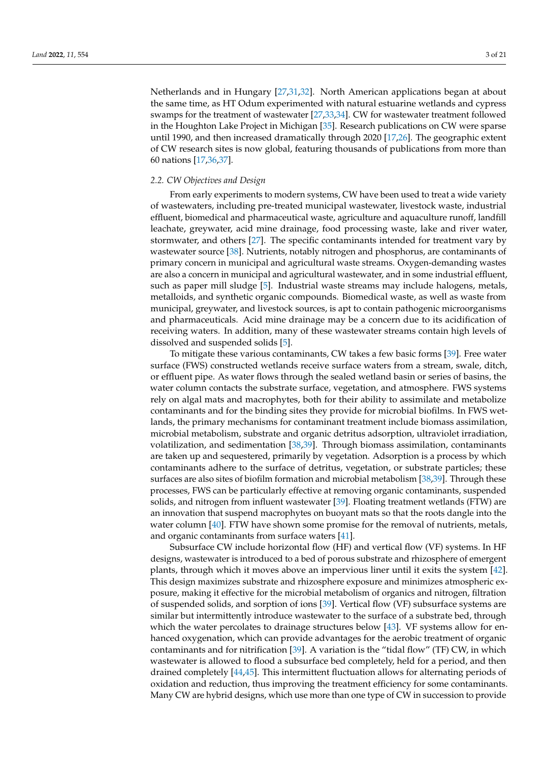Netherlands and in Hungary [27,31,32]. North American applications began at about the same time, as HT Odum experimented with natural estuarine wetlands and cypress swamps for the treatment of wastewater [27,33,34]. CW for wastewater treatment followed in the Houghton Lake Project in Michigan [35]. Research publications on CW were sparse until 1990, and then increased dramatically through 2020 [17,26]. The geographic extent of CW research sites is now global, featuring thousands of publications from more than 60 nations [17,36,37].

### 2.2. CW Objectives and Design

From early experiments to modern systems, CW have been used to treat a wide variety of wastewaters, including pre-treated municipal wastewater, livestock waste, industrial effluent, biomedical and pharmaceutical waste, agriculture and aquaculture runoff, landfill leachate, greywater, acid mine drainage, food processing waste, lake and river water, stormwater, and others [27]. The specific contaminants intended for treatment vary by wastewater source [38]. Nutrients, notably nitrogen and phosphorus, are contaminants of primary concern in municipal and agricultural waste streams. Oxygen-demanding wastes are also a concern in municipal and agricultural wastewater, and in some industrial effluent, such as paper mill sludge [5]. Industrial waste streams may include halogens, metals, metalloids, and synthetic organic compounds. Biomedical waste, as well as waste from municipal, greywater, and livestock sources, is apt to contain pathogenic microorganisms and pharmaceuticals. Acid mine drainage may be a concern due to its acidification of receiving waters. In addition, many of these wastewater streams contain high levels of dissolved and suspended solids [5].

To mitigate these various contaminants, CW takes a few basic forms [39]. Free water surface (FWS) constructed wetlands receive surface waters from a stream, swale, ditch, or effluent pipe. As water flows through the sealed wetland basin or series of basins, the water column contacts the substrate surface, vegetation, and atmosphere. FWS systems rely on algal mats and macrophytes, both for their ability to assimilate and metabolize contaminants and for the binding sites they provide for microbial biofilms. In FWS wetlands, the primary mechanisms for contaminant treatment include biomass assimilation, microbial metabolism, substrate and organic detritus adsorption, ultraviolet irradiation, volatilization, and sedimentation [38,39]. Through biomass assimilation, contaminants are taken up and sequestered, primarily by vegetation. Adsorption is a process by which contaminants adhere to the surface of detritus, vegetation, or substrate particles; these surfaces are also sites of biofilm formation and microbial metabolism [38,39]. Through these processes, FWS can be particularly effective at removing organic contaminants, suspended solids, and nitrogen from influent wastewater [39]. Floating treatment wetlands (FTW) are an innovation that suspend macrophytes on buoyant mats so that the roots dangle into the water column [40]. FTW have shown some promise for the removal of nutrients, metals, and organic contaminants from surface waters [41].

Subsurface CW include horizontal flow (HF) and vertical flow (VF) systems. In HF designs, wastewater is introduced to a bed of porous substrate and rhizosphere of emergent plants, through which it moves above an impervious liner until it exits the system [42]. This design maximizes substrate and rhizosphere exposure and minimizes atmospheric exposure, making it effective for the microbial metabolism of organics and nitrogen, filtration of suspended solids, and sorption of ions [39]. Vertical flow (VF) subsurface systems are similar but intermittently introduce wastewater to the surface of a substrate bed, through which the water percolates to drainage structures below [43]. VF systems allow for enhanced oxygenation, which can provide advantages for the aerobic treatment of organic contaminants and for nitrification [39]. A variation is the "tidal flow" (TF) CW, in which wastewater is allowed to flood a subsurface bed completely, held for a period, and then drained completely [44,45]. This intermittent fluctuation allows for alternating periods of oxidation and reduction, thus improving the treatment efficiency for some contaminants. Many CW are hybrid designs, which use more than one type of CW in succession to provide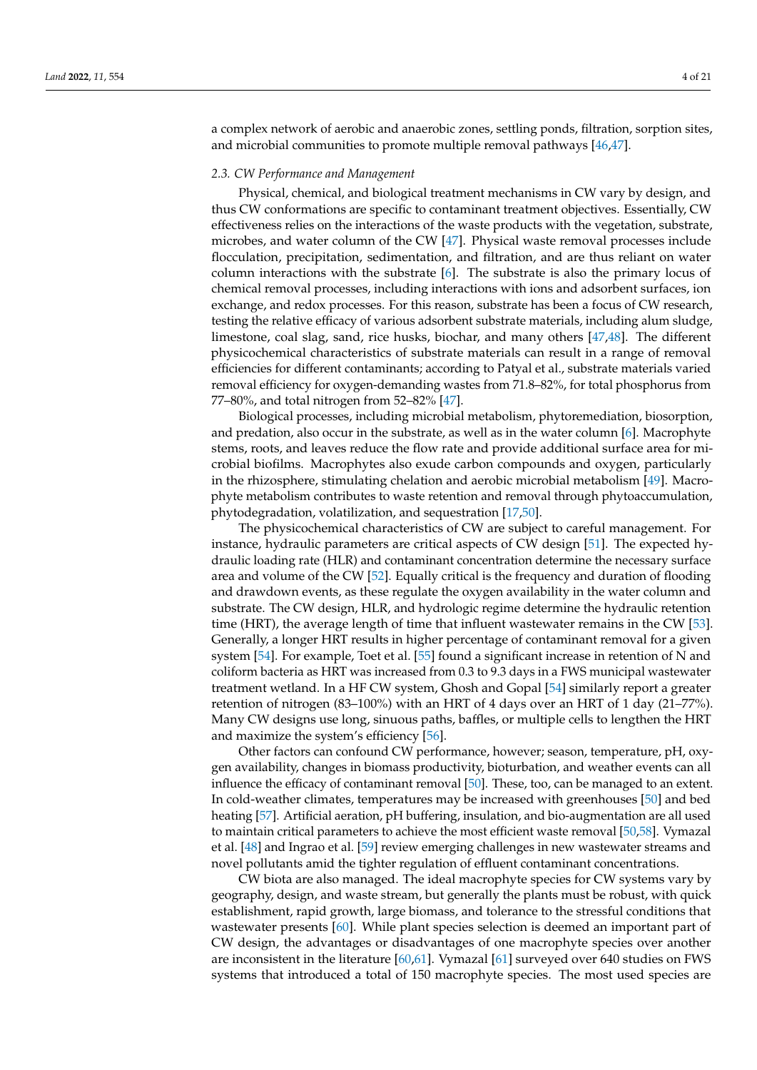a complex network of aerobic and anaerobic zones, settling ponds, filtration, sorption sites, and microbial communities to promote multiple removal pathways [46,47].

### 2.3. CW Performance and Management

Physical, chemical, and biological treatment mechanisms in CW vary by design, and thus CW conformations are specific to contaminant treatment objectives. Essentially, CW effectiveness relies on the interactions of the waste products with the vegetation, substrate, microbes, and water column of the CW [47]. Physical waste removal processes include flocculation, precipitation, sedimentation, and filtration, and are thus reliant on water column interactions with the substrate [6]. The substrate is also the primary locus of chemical removal processes, including interactions with ions and adsorbent surfaces, ion exchange, and redox processes. For this reason, substrate has been a focus of CW research, testing the relative efficacy of various adsorbent substrate materials, including alum sludge, limestone, coal slag, sand, rice husks, biochar, and many others [47,48]. The different physicochemical characteristics of substrate materials can result in a range of removal efficiencies for different contaminants; according to Patyal et al., substrate materials varied removal efficiency for oxygen-demanding wastes from 71.8–82%, for total phosphorus from 77–80%, and total nitrogen from 52–82% [47].

Biological processes, including microbial metabolism, phytoremediation, biosorption, and predation, also occur in the substrate, as well as in the water column [6]. Macrophyte stems, roots, and leaves reduce the flow rate and provide additional surface area for microbial biofilms. Macrophytes also exude carbon compounds and oxygen, particularly in the rhizosphere, stimulating chelation and aerobic microbial metabolism [49]. Macrophyte metabolism contributes to waste retention and removal through phytoaccumulation, phytodegradation, volatilization, and sequestration [17,50].

The physicochemical characteristics of CW are subject to careful management. For instance, hydraulic parameters are critical aspects of CW design [51]. The expected hydraulic loading rate (HLR) and contaminant concentration determine the necessary surface area and volume of the CW [52]. Equally critical is the frequency and duration of flooding and drawdown events, as these regulate the oxygen availability in the water column and substrate. The CW design, HLR, and hydrologic regime determine the hydraulic retention time (HRT), the average length of time that influent wastewater remains in the CW [53]. Generally, a longer HRT results in higher percentage of contaminant removal for a given system [54]. For example, Toet et al. [55] found a significant increase in retention of N and coliform bacteria as HRT was increased from 0.3 to 9.3 days in a FWS municipal wastewater treatment wetland. In a HF CW system, Ghosh and Gopal [54] similarly report a greater retention of nitrogen (83–100%) with an HRT of 4 days over an HRT of 1 day (21–77%). Many CW designs use long, sinuous paths, baffles, or multiple cells to lengthen the HRT and maximize the system's efficiency [56].

Other factors can confound CW performance, however; season, temperature, pH, oxygen availability, changes in biomass productivity, bioturbation, and weather events can all influence the efficacy of contaminant removal [50]. These, too, can be managed to an extent. In cold-weather climates, temperatures may be increased with greenhouses [50] and bed heating [57]. Artificial aeration, pH buffering, insulation, and bio-augmentation are all used to maintain critical parameters to achieve the most efficient waste removal [50,58]. Vymazal et al. [48] and Ingrao et al. [59] review emerging challenges in new wastewater streams and novel pollutants amid the tighter regulation of effluent contaminant concentrations.

CW biota are also managed. The ideal macrophyte species for CW systems vary by geography, design, and waste stream, but generally the plants must be robust, with quick establishment, rapid growth, large biomass, and tolerance to the stressful conditions that wastewater presents [60]. While plant species selection is deemed an important part of CW design, the advantages or disadvantages of one macrophyte species over another are inconsistent in the literature [60,61]. Vymazal [61] surveyed over 640 studies on FWS systems that introduced a total of 150 macrophyte species. The most used species are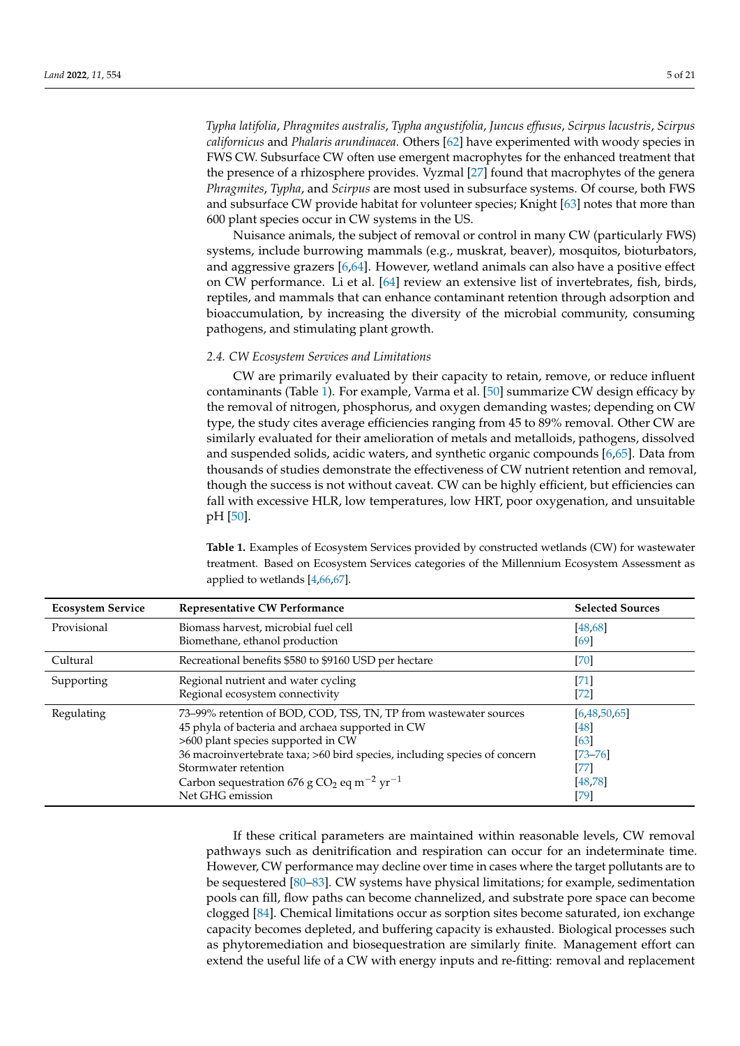*Typha latifolia*, *Phragmites australis*, *Typha angustifolia*, *Juncus effusus*, *Scirpus lacustris*, *Scirpus californicus* and *Phalaris arundinacea*. Others [62] have experimented with woody species in FWS CW. Subsurface CW often use emergent macrophytes for the enhanced treatment that the presence of a rhizosphere provides. Vyzmal [27] found that macrophytes of the genera *Phragmites*, *Typha*, and *Scirpus* are most used in subsurface systems. Of course, both FWS and subsurface CW provide habitat for volunteer species; Knight [63] notes that more than 600 plant species occur in CW systems in the US.

Nuisance animals, the subject of removal or control in many CW (particularly FWS) systems, include burrowing mammals (e.g., muskrat, beaver), mosquitos, bioturbators, and aggressive grazers [6,64]. However, wetland animals can also have a positive effect on CW performance. Li et al. [64] review an extensive list of invertebrates, fish, birds, reptiles, and mammals that can enhance contaminant retention through adsorption and bioaccumulation, by increasing the diversity of the microbial community, consuming pathogens, and stimulating plant growth.

### 2.4. CW Ecosystem Services and Limitations

CW are primarily evaluated by their capacity to retain, remove, or reduce influent contaminants (Table 1). For example, Varma et al. [50] summarize CW design efficacy by the removal of nitrogen, phosphorus, and oxygen demanding wastes; depending on CW type, the study cites average efficiencies ranging from 45 to 89% removal. Other CW are similarly evaluated for their amelioration of metals and metalloids, pathogens, dissolved and suspended solids, acidic waters, and synthetic organic compounds [6,65]. Data from thousands of studies demonstrate the effectiveness of CW nutrient retention and removal, though the success is not without caveat. CW can be highly efficient, but efficiencies can fall with excessive HLR, low temperatures, low HRT, poor oxygenation, and unsuitable pH [50].

**Table 1.** Examples of Ecosystem Services provided by constructed wetlands (CW) for wastewater treatment. Based on Ecosystem Services categories of the Millennium Ecosystem Assessment as applied to wetlands [4,66,67].

| Ecosystem Service | Representative CW Performance | Selected Sources |
|---|---|---|
| Provisional | Biomass harvest, microbial fuel cell | [48,68] |
| | Biomethane, ethanol production | [69] |
| Cultural | Recreational benefits \$580 to \$9160 USD per hectare | [70] |
| Supporting | Regional nutrient and water cycling | [71] |
| | Regional ecosystem connectivity | [72] |
| Regulating | 73–99% retention of BOD, COD, TSS, TN, TP from wastewater sources | [6,48,50,65] |
| | 45 phyla of bacteria and archaea supported in CW | [48] |
| | >600 plant species supported in CW | [63] |
| | 36 macroinvertebrate taxa; >60 bird species, including species of concern | [73–76] |
| | Stormwater retention | [77] |
| | Carbon sequestration 676 g $CO_2$ eq $m^{-2}$ $yr^{-1}$ | [48,78] |
| | Net GHG emission | [79] |

If these critical parameters are maintained within reasonable levels, CW removal pathways such as denitrification and respiration can occur for an indeterminate time. However, CW performance may decline over time in cases where the target pollutants are to be sequestered [80–83]. CW systems have physical limitations; for example, sedimentation pools can fill, flow paths can become channelized, and substrate pore space can become clogged [84]. Chemical limitations occur as sorption sites become saturated, ion exchange capacity becomes depleted, and buffering capacity is exhausted. Biological processes such as phytoremediation and biosequestration are similarly finite. Management effort can extend the useful life of a CW with energy inputs and re-fitting: removal and replacement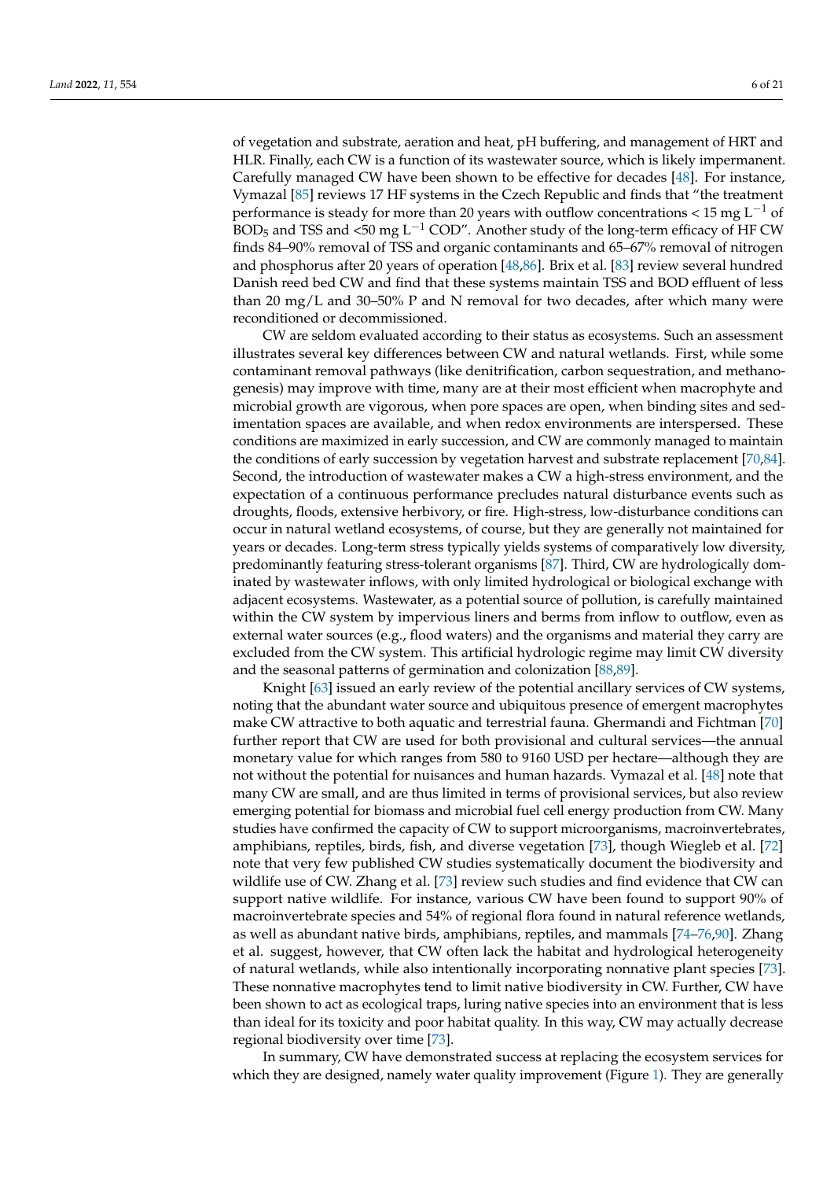of vegetation and substrate, aeration and heat, pH buffering, and management of HRT and HLR. Finally, each CW is a function of its wastewater source, which is likely impermanent. Carefully managed CW have been shown to be effective for decades [48]. For instance, Vymazal [85] reviews 17 HF systems in the Czech Republic and finds that "the treatment performance is steady for more than 20 years with outflow concentrations < 15 mg $L^{-1}$ of $BOD_5$ and TSS and <50 mg $L^{-1}$ COD". Another study of the long-term efficacy of HF CW finds 84–90% removal of TSS and organic contaminants and 65–67% removal of nitrogen and phosphorus after 20 years of operation [48,86]. Brix et al. [83] review several hundred Danish reed bed CW and find that these systems maintain TSS and BOD effluent of less than 20 mg/L and 30–50% P and N removal for two decades, after which many were reconditioned or decommissioned.

CW are seldom evaluated according to their status as ecosystems. Such an assessment illustrates several key differences between CW and natural wetlands. First, while some contaminant removal pathways (like denitrification, carbon sequestration, and methanogenesis) may improve with time, many are at their most efficient when macrophyte and microbial growth are vigorous, when pore spaces are open, when binding sites and sedimentation spaces are available, and when redox environments are interspersed. These conditions are maximized in early succession, and CW are commonly managed to maintain the conditions of early succession by vegetation harvest and substrate replacement [70,84]. Second, the introduction of wastewater makes a CW a high-stress environment, and the expectation of a continuous performance precludes natural disturbance events such as droughts, floods, extensive herbivory, or fire. High-stress, low-disturbance conditions can occur in natural wetland ecosystems, of course, but they are generally not maintained for years or decades. Long-term stress typically yields systems of comparatively low diversity, predominantly featuring stress-tolerant organisms [87]. Third, CW are hydrologically dominated by wastewater inflows, with only limited hydrological or biological exchange with adjacent ecosystems. Wastewater, as a potential source of pollution, is carefully maintained within the CW system by impervious liners and berms from inflow to outflow, even as external water sources (e.g., flood waters) and the organisms and material they carry are excluded from the CW system. This artificial hydrologic regime may limit CW diversity and the seasonal patterns of germination and colonization [88,89].

Knight [63] issued an early review of the potential ancillary services of CW systems, noting that the abundant water source and ubiquitous presence of emergent macrophytes make CW attractive to both aquatic and terrestrial fauna. Ghermandi and Fichtman [70] further report that CW are used for both provisional and cultural services—the annual monetary value for which ranges from 580 to 9160 USD per hectare—although they are not without the potential for nuisances and human hazards. Vymazal et al. [48] note that many CW are small, and are thus limited in terms of provisional services, but also review emerging potential for biomass and microbial fuel cell energy production from CW. Many studies have confirmed the capacity of CW to support microorganisms, macroinvertebrates, amphibians, reptiles, birds, fish, and diverse vegetation [73], though Wiegleb et al. [72] note that very few published CW studies systematically document the biodiversity and wildlife use of CW. Zhang et al. [73] review such studies and find evidence that CW can support native wildlife. For instance, various CW have been found to support 90% of macroinvertebrate species and 54% of regional flora found in natural reference wetlands, as well as abundant native birds, amphibians, reptiles, and mammals [74–76,90]. Zhang et al. suggest, however, that CW often lack the habitat and hydrological heterogeneity of natural wetlands, while also intentionally incorporating nonnative plant species [73]. These nonnative macrophytes tend to limit native biodiversity in CW. Further, CW have been shown to act as ecological traps, luring native species into an environment that is less than ideal for its toxicity and poor habitat quality. In this way, CW may actually decrease regional biodiversity over time [73].

In summary, CW have demonstrated success at replacing the ecosystem services for which they are designed, namely water quality improvement (Figure 1). They are generally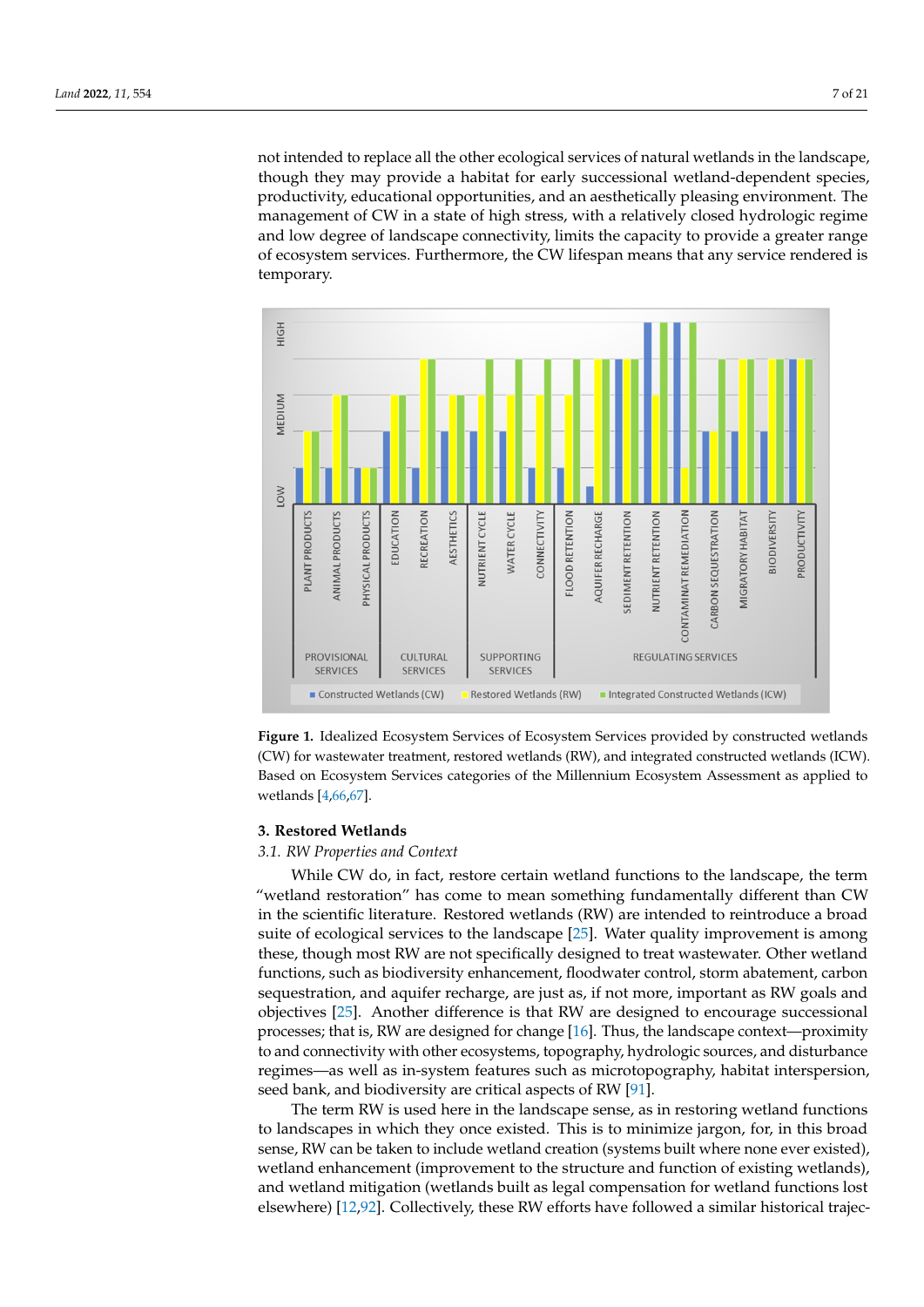not intended to replace all the other ecological services of natural wetlands in the landscape, though they may provide a habitat for early successional wetland-dependent species, productivity, educational opportunities, and an aesthetically pleasing environment. The management of CW in a state of high stress, with a relatively closed hydrologic regime and low degree of landscape connectivity, limits the capacity to provide a greater range of ecosystem services. Furthermore, the CW lifespan means that any service rendered is temporary.

**Figure 1.** Idealized Ecosystem Services of Ecosystem Services provided by constructed wetlands (CW) for wastewater treatment, restored wetlands (RW), and integrated constructed wetlands (ICW). Based on Ecosystem Services categories of the Millennium Ecosystem Assessment as applied to wetlands [4,66,67].

## 3. Restored Wetlands

### *3.1. RW Properties and Context*

While CW do, in fact, restore certain wetland functions to the landscape, the term "wetland restoration" has come to mean something fundamentally different than CW in the scientific literature. Restored wetlands (RW) are intended to reintroduce a broad suite of ecological services to the landscape [25]. Water quality improvement is among these, though most RW are not specifically designed to treat wastewater. Other wetland functions, such as biodiversity enhancement, floodwater control, storm abatement, carbon sequestration, and aquifer recharge, are just as, if not more, important as RW goals and objectives [25]. Another difference is that RW are designed to encourage successional processes; that is, RW are designed for change [16]. Thus, the landscape context—proximity to and connectivity with other ecosystems, topography, hydrologic sources, and disturbance regimes—as well as in-system features such as microtopography, habitat interspersion, seed bank, and biodiversity are critical aspects of RW [91].

The term RW is used here in the landscape sense, as in restoring wetland functions to landscapes in which they once existed. This is to minimize jargon, for, in this broad sense, RW can be taken to include wetland creation (systems built where none ever existed), wetland enhancement (improvement to the structure and function of existing wetlands), and wetland mitigation (wetlands built as legal compensation for wetland functions lost elsewhere) [12,92]. Collectively, these RW efforts have followed a similar historical trajec-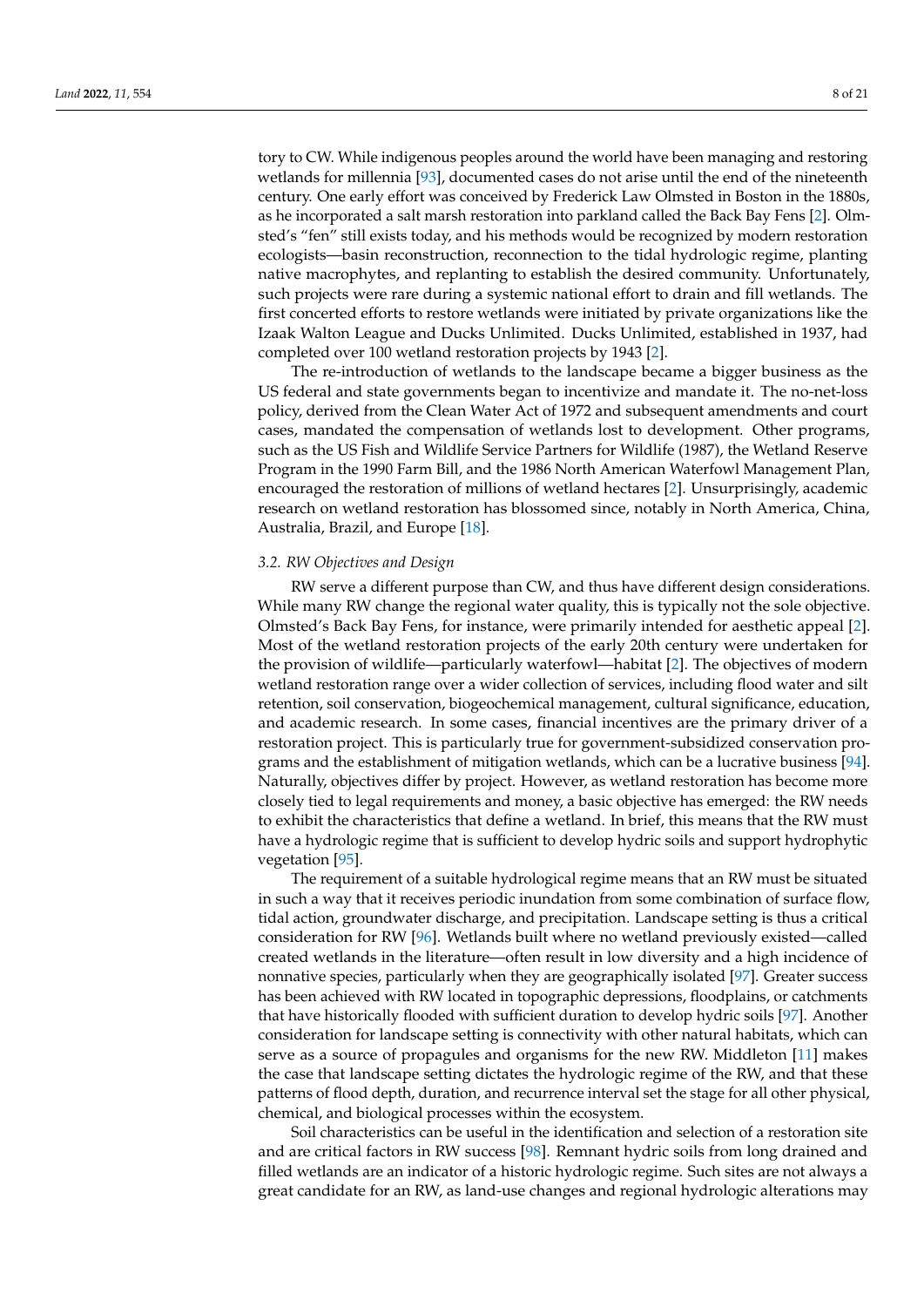tory to CW. While indigenous peoples around the world have been managing and restoring wetlands for millennia [93], documented cases do not arise until the end of the nineteenth century. One early effort was conceived by Frederick Law Olmsted in Boston in the 1880s, as he incorporated a salt marsh restoration into parkland called the Back Bay Fens [2]. Olmsted's "fen" still exists today, and his methods would be recognized by modern restoration ecologists—basin reconstruction, reconnection to the tidal hydrologic regime, planting native macrophytes, and replanting to establish the desired community. Unfortunately, such projects were rare during a systemic national effort to drain and fill wetlands. The first concerted efforts to restore wetlands were initiated by private organizations like the Izaak Walton League and Ducks Unlimited. Ducks Unlimited, established in 1937, had completed over 100 wetland restoration projects by 1943 [2].

The re-introduction of wetlands to the landscape became a bigger business as the US federal and state governments began to incentivize and mandate it. The no-net-loss policy, derived from the Clean Water Act of 1972 and subsequent amendments and court cases, mandated the compensation of wetlands lost to development. Other programs, such as the US Fish and Wildlife Service Partners for Wildlife (1987), the Wetland Reserve Program in the 1990 Farm Bill, and the 1986 North American Waterfowl Management Plan, encouraged the restoration of millions of wetland hectares [2]. Unsurprisingly, academic research on wetland restoration has blossomed since, notably in North America, China, Australia, Brazil, and Europe [18].

### 3.2. RW Objectives and Design

RW serve a different purpose than CW, and thus have different design considerations. While many RW change the regional water quality, this is typically not the sole objective. Olmsted's Back Bay Fens, for instance, were primarily intended for aesthetic appeal [2]. Most of the wetland restoration projects of the early 20th century were undertaken for the provision of wildlife—particularly waterfowl—habitat [2]. The objectives of modern wetland restoration range over a wider collection of services, including flood water and silt retention, soil conservation, biogeochemical management, cultural significance, education, and academic research. In some cases, financial incentives are the primary driver of a restoration project. This is particularly true for government-subsidized conservation programs and the establishment of mitigation wetlands, which can be a lucrative business [94]. Naturally, objectives differ by project. However, as wetland restoration has become more closely tied to legal requirements and money, a basic objective has emerged: the RW needs to exhibit the characteristics that define a wetland. In brief, this means that the RW must have a hydrologic regime that is sufficient to develop hydric soils and support hydrophytic vegetation [95].

The requirement of a suitable hydrological regime means that an RW must be situated in such a way that it receives periodic inundation from some combination of surface flow, tidal action, groundwater discharge, and precipitation. Landscape setting is thus a critical consideration for RW [96]. Wetlands built where no wetland previously existed—called created wetlands in the literature—often result in low diversity and a high incidence of nonnative species, particularly when they are geographically isolated [97]. Greater success has been achieved with RW located in topographic depressions, floodplains, or catchments that have historically flooded with sufficient duration to develop hydric soils [97]. Another consideration for landscape setting is connectivity with other natural habitats, which can serve as a source of propagules and organisms for the new RW. Middleton [11] makes the case that landscape setting dictates the hydrologic regime of the RW, and that these patterns of flood depth, duration, and recurrence interval set the stage for all other physical, chemical, and biological processes within the ecosystem.

Soil characteristics can be useful in the identification and selection of a restoration site and are critical factors in RW success [98]. Remnant hydric soils from long drained and filled wetlands are an indicator of a historic hydrologic regime. Such sites are not always a great candidate for an RW, as land-use changes and regional hydrologic alterations may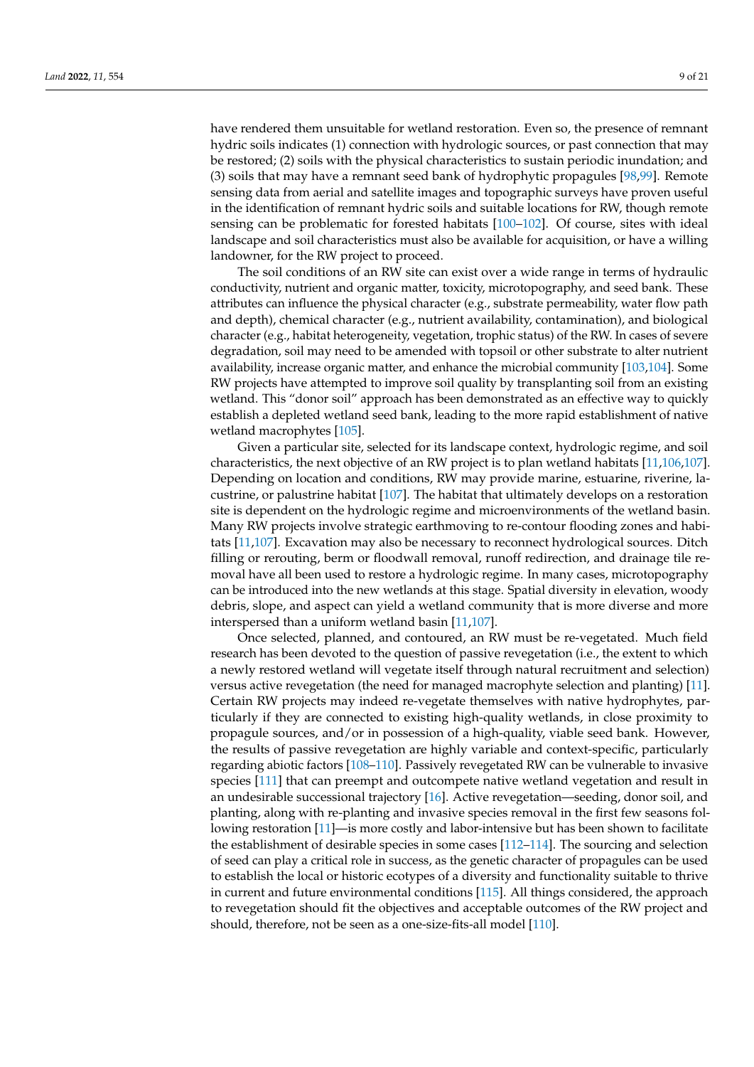have rendered them unsuitable for wetland restoration. Even so, the presence of remnant hydric soils indicates (1) connection with hydrologic sources, or past connection that may be restored; (2) soils with the physical characteristics to sustain periodic inundation; and (3) soils that may have a remnant seed bank of hydrophytic propagules [98,99]. Remote sensing data from aerial and satellite images and topographic surveys have proven useful in the identification of remnant hydric soils and suitable locations for RW, though remote sensing can be problematic for forested habitats [100–102]. Of course, sites with ideal landscape and soil characteristics must also be available for acquisition, or have a willing landowner, for the RW project to proceed.

The soil conditions of an RW site can exist over a wide range in terms of hydraulic conductivity, nutrient and organic matter, toxicity, microtopography, and seed bank. These attributes can influence the physical character (e.g., substrate permeability, water flow path and depth), chemical character (e.g., nutrient availability, contamination), and biological character (e.g., habitat heterogeneity, vegetation, trophic status) of the RW. In cases of severe degradation, soil may need to be amended with topsoil or other substrate to alter nutrient availability, increase organic matter, and enhance the microbial community [103,104]. Some RW projects have attempted to improve soil quality by transplanting soil from an existing wetland. This "donor soil" approach has been demonstrated as an effective way to quickly establish a depleted wetland seed bank, leading to the more rapid establishment of native wetland macrophytes [105].

Given a particular site, selected for its landscape context, hydrologic regime, and soil characteristics, the next objective of an RW project is to plan wetland habitats [11,106,107]. Depending on location and conditions, RW may provide marine, estuarine, riverine, lacustrine, or palustrine habitat [107]. The habitat that ultimately develops on a restoration site is dependent on the hydrologic regime and microenvironments of the wetland basin. Many RW projects involve strategic earthmoving to re-contour flooding zones and habitats [11,107]. Excavation may also be necessary to reconnect hydrological sources. Ditch filling or rerouting, berm or floodwall removal, runoff redirection, and drainage tile removal have all been used to restore a hydrologic regime. In many cases, microtopography can be introduced into the new wetlands at this stage. Spatial diversity in elevation, woody debris, slope, and aspect can yield a wetland community that is more diverse and more interspersed than a uniform wetland basin [11,107].

Once selected, planned, and contoured, an RW must be re-vegetated. Much field research has been devoted to the question of passive revegetation (i.e., the extent to which a newly restored wetland will vegetate itself through natural recruitment and selection) versus active revegetation (the need for managed macrophyte selection and planting) [11]. Certain RW projects may indeed re-vegetate themselves with native hydrophytes, particularly if they are connected to existing high-quality wetlands, in close proximity to propagule sources, and/or in possession of a high-quality, viable seed bank. However, the results of passive revegetation are highly variable and context-specific, particularly regarding abiotic factors [108–110]. Passively revegetated RW can be vulnerable to invasive species [111] that can preempt and outcompete native wetland vegetation and result in an undesirable successional trajectory [16]. Active revegetation—seeding, donor soil, and planting, along with re-planting and invasive species removal in the first few seasons following restoration [11]—is more costly and labor-intensive but has been shown to facilitate the establishment of desirable species in some cases [112–114]. The sourcing and selection of seed can play a critical role in success, as the genetic character of propagules can be used to establish the local or historic ecotypes of a diversity and functionality suitable to thrive in current and future environmental conditions [115]. All things considered, the approach to revegetation should fit the objectives and acceptable outcomes of the RW project and should, therefore, not be seen as a one-size-fits-all model [110].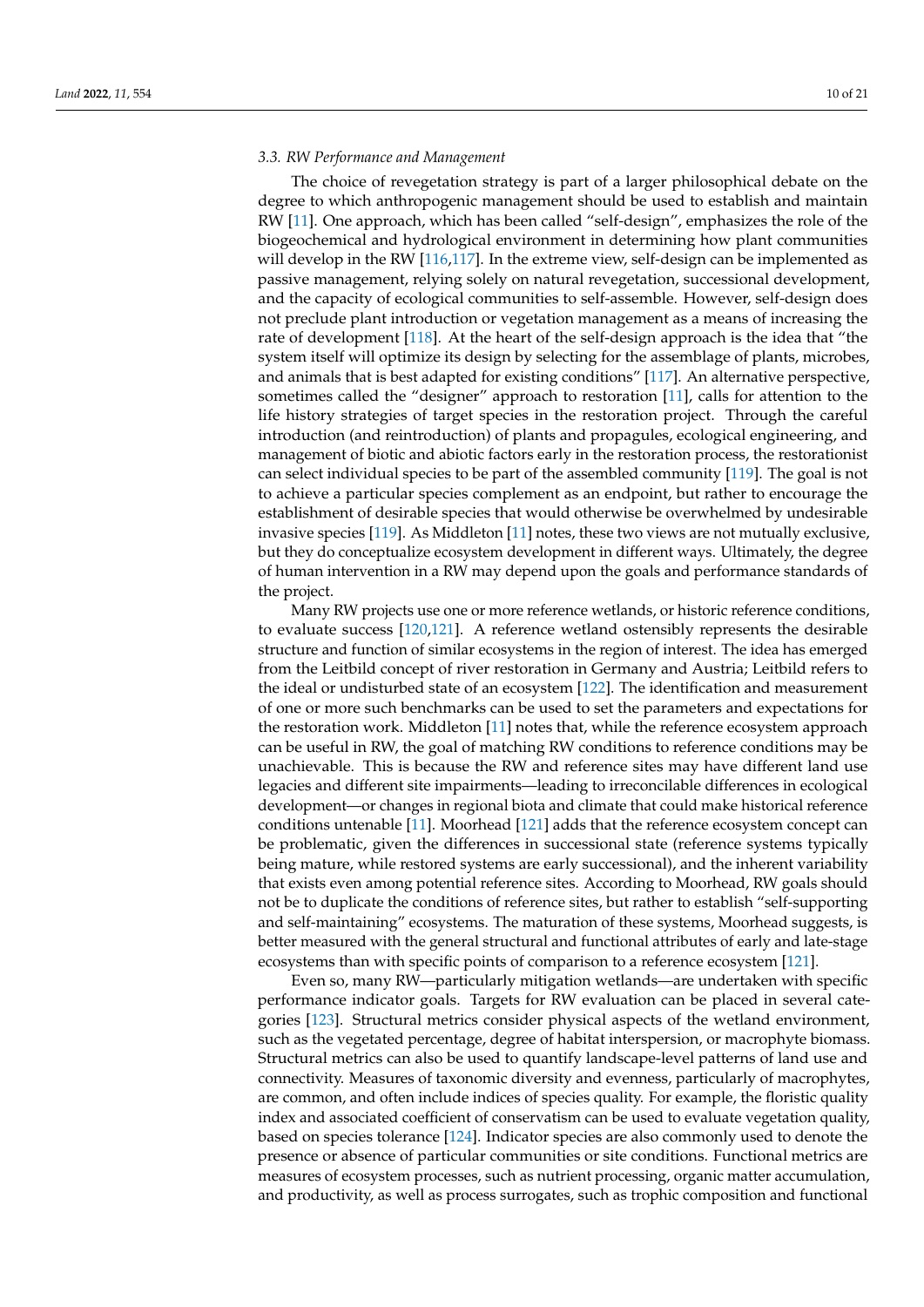### 3.3. RW Performance and Management

The choice of revegetation strategy is part of a larger philosophical debate on the degree to which anthropogenic management should be used to establish and maintain RW [11]. One approach, which has been called "self-design", emphasizes the role of the biogeochemical and hydrological environment in determining how plant communities will develop in the RW [116,117]. In the extreme view, self-design can be implemented as passive management, relying solely on natural revegetation, successional development, and the capacity of ecological communities to self-assemble. However, self-design does not preclude plant introduction or vegetation management as a means of increasing the rate of development [118]. At the heart of the self-design approach is the idea that "the system itself will optimize its design by selecting for the assemblage of plants, microbes, and animals that is best adapted for existing conditions" [117]. An alternative perspective, sometimes called the "designer" approach to restoration [11], calls for attention to the life history strategies of target species in the restoration project. Through the careful introduction (and reintroduction) of plants and propagules, ecological engineering, and management of biotic and abiotic factors early in the restoration process, the restorationist can select individual species to be part of the assembled community [119]. The goal is not to achieve a particular species complement as an endpoint, but rather to encourage the establishment of desirable species that would otherwise be overwhelmed by undesirable invasive species [119]. As Middleton [11] notes, these two views are not mutually exclusive, but they do conceptualize ecosystem development in different ways. Ultimately, the degree of human intervention in a RW may depend upon the goals and performance standards of the project.

Many RW projects use one or more reference wetlands, or historic reference conditions, to evaluate success [120,121]. A reference wetland ostensibly represents the desirable structure and function of similar ecosystems in the region of interest. The idea has emerged from the Leitbild concept of river restoration in Germany and Austria; Leitbild refers to the ideal or undisturbed state of an ecosystem [122]. The identification and measurement of one or more such benchmarks can be used to set the parameters and expectations for the restoration work. Middleton [11] notes that, while the reference ecosystem approach can be useful in RW, the goal of matching RW conditions to reference conditions may be unachievable. This is because the RW and reference sites may have different land use legacies and different site impairments—leading to irreconcilable differences in ecological development—or changes in regional biota and climate that could make historical reference conditions untenable [11]. Moorhead [121] adds that the reference ecosystem concept can be problematic, given the differences in successional state (reference systems typically being mature, while restored systems are early successional), and the inherent variability that exists even among potential reference sites. According to Moorhead, RW goals should not be to duplicate the conditions of reference sites, but rather to establish "self-supporting and self-maintaining" ecosystems. The maturation of these systems, Moorhead suggests, is better measured with the general structural and functional attributes of early and late-stage ecosystems than with specific points of comparison to a reference ecosystem [121].

Even so, many RW—particularly mitigation wetlands—are undertaken with specific performance indicator goals. Targets for RW evaluation can be placed in several categories [123]. Structural metrics consider physical aspects of the wetland environment, such as the vegetated percentage, degree of habitat interspersion, or macrophyte biomass. Structural metrics can also be used to quantify landscape-level patterns of land use and connectivity. Measures of taxonomic diversity and evenness, particularly of macrophytes, are common, and often include indices of species quality. For example, the floristic quality index and associated coefficient of conservatism can be used to evaluate vegetation quality, based on species tolerance [124]. Indicator species are also commonly used to denote the presence or absence of particular communities or site conditions. Functional metrics are measures of ecosystem processes, such as nutrient processing, organic matter accumulation, and productivity, as well as process surrogates, such as trophic composition and functional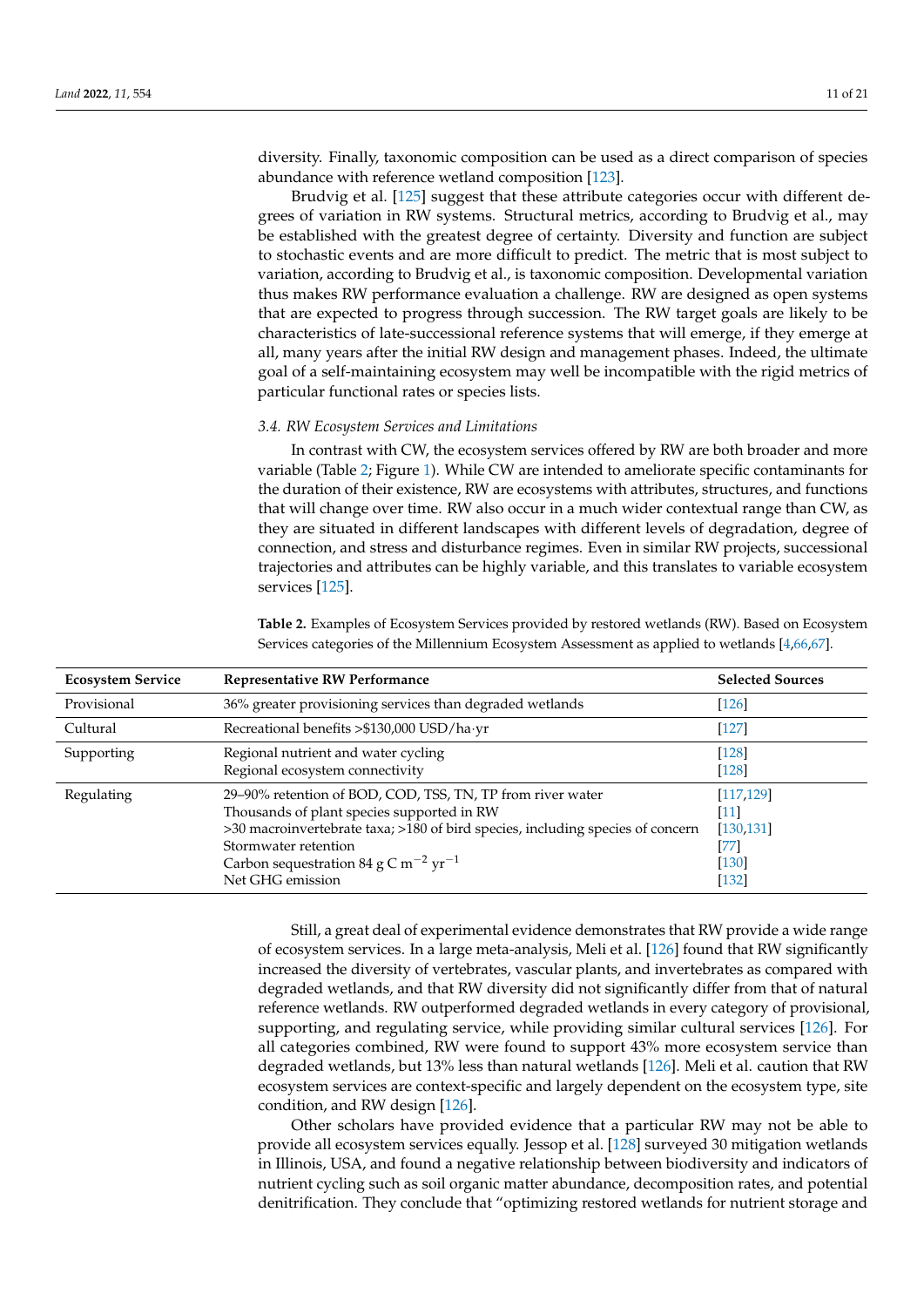diversity. Finally, taxonomic composition can be used as a direct comparison of species abundance with reference wetland composition [123].

Brudvig et al. [125] suggest that these attribute categories occur with different degrees of variation in RW systems. Structural metrics, according to Brudvig et al., may be established with the greatest degree of certainty. Diversity and function are subject to stochastic events and are more difficult to predict. The metric that is most subject to variation, according to Brudvig et al., is taxonomic composition. Developmental variation thus makes RW performance evaluation a challenge. RW are designed as open systems that are expected to progress through succession. The RW target goals are likely to be characteristics of late-successional reference systems that will emerge, if they emerge at all, many years after the initial RW design and management phases. Indeed, the ultimate goal of a self-maintaining ecosystem may well be incompatible with the rigid metrics of particular functional rates or species lists.

### 3.4. RW Ecosystem Services and Limitations

In contrast with CW, the ecosystem services offered by RW are both broader and more variable (Table 2; Figure 1). While CW are intended to ameliorate specific contaminants for the duration of their existence, RW are ecosystems with attributes, structures, and functions that will change over time. RW also occur in a much wider contextual range than CW, as they are situated in different landscapes with different levels of degradation, degree of connection, and stress and disturbance regimes. Even in similar RW projects, successional trajectories and attributes can be highly variable, and this translates to variable ecosystem services [125].

**Table 2.** Examples of Ecosystem Services provided by restored wetlands (RW). Based on Ecosystem Services categories of the Millennium Ecosystem Assessment as applied to wetlands [4,66,67].

| Ecosystem Service | Representative RW Performance | Selected Sources |
|---|---|---|
| Provisional | 36% greater provisioning services than degraded wetlands | [126] |
| Cultural | Recreational benefits >$130,000 USD/ha·yr | [127] |
| Supporting | Regional nutrient and water cycling | [128] |
| | Regional ecosystem connectivity | [128] |
| Regulating | 29–90% retention of BOD, COD, TSS, TN, TP from river water | [117,129] |
| | Thousands of plant species supported in RW | [11] |
| | >30 macroinvertebrate taxa; >180 of bird species, including species of concern | [130,131] |
| | Stormwater retention | [77] |
| | Carbon sequestration 84 g C $m^{-2}$ $yr^{-1}$ | [130] |
| | Net GHG emission | [132] |

Still, a great deal of experimental evidence demonstrates that RW provide a wide range of ecosystem services. In a large meta-analysis, Meli et al. [126] found that RW significantly increased the diversity of vertebrates, vascular plants, and invertebrates as compared with degraded wetlands, and that RW diversity did not significantly differ from that of natural reference wetlands. RW outperformed degraded wetlands in every category of provisional, supporting, and regulating service, while providing similar cultural services [126]. For all categories combined, RW were found to support 43% more ecosystem service than degraded wetlands, but 13% less than natural wetlands [126]. Meli et al. caution that RW ecosystem services are context-specific and largely dependent on the ecosystem type, site condition, and RW design [126].

Other scholars have provided evidence that a particular RW may not be able to provide all ecosystem services equally. Jessop et al. [128] surveyed 30 mitigation wetlands in Illinois, USA, and found a negative relationship between biodiversity and indicators of nutrient cycling such as soil organic matter abundance, decomposition rates, and potential denitrification. They conclude that "optimizing restored wetlands for nutrient storage and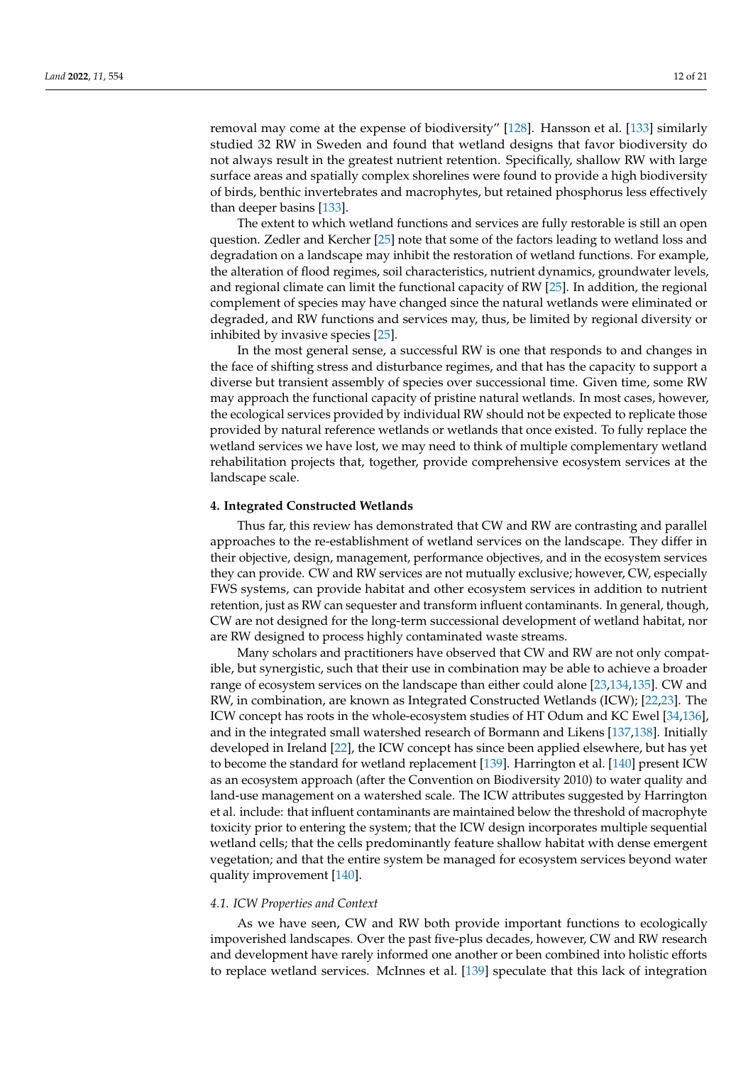removal may come at the expense of biodiversity" [128]. Hansson et al. [133] similarly studied 32 RW in Sweden and found that wetland designs that favor biodiversity do not always result in the greatest nutrient retention. Specifically, shallow RW with large surface areas and spatially complex shorelines were found to provide a high biodiversity of birds, benthic invertebrates and macrophytes, but retained phosphorus less effectively than deeper basins [133].

The extent to which wetland functions and services are fully restorable is still an open question. Zedler and Kercher [25] note that some of the factors leading to wetland loss and degradation on a landscape may inhibit the restoration of wetland functions. For example, the alteration of flood regimes, soil characteristics, nutrient dynamics, groundwater levels, and regional climate can limit the functional capacity of RW [25]. In addition, the regional complement of species may have changed since the natural wetlands were eliminated or degraded, and RW functions and services may, thus, be limited by regional diversity or inhibited by invasive species [25].

In the most general sense, a successful RW is one that responds to and changes in the face of shifting stress and disturbance regimes, and that has the capacity to support a diverse but transient assembly of species over successional time. Given time, some RW may approach the functional capacity of pristine natural wetlands. In most cases, however, the ecological services provided by individual RW should not be expected to replicate those provided by natural reference wetlands or wetlands that once existed. To fully replace the wetland services we have lost, we may need to think of multiple complementary wetland rehabilitation projects that, together, provide comprehensive ecosystem services at the landscape scale.

## 4. Integrated Constructed Wetlands

Thus far, this review has demonstrated that CW and RW are contrasting and parallel approaches to the re-establishment of wetland services on the landscape. They differ in their objective, design, management, performance objectives, and in the ecosystem services they can provide. CW and RW services are not mutually exclusive; however, CW, especially FWS systems, can provide habitat and other ecosystem services in addition to nutrient retention, just as RW can sequester and transform influent contaminants. In general, though, CW are not designed for the long-term successional development of wetland habitat, nor are RW designed to process highly contaminated waste streams.

Many scholars and practitioners have observed that CW and RW are not only compatible, but synergistic, such that their use in combination may be able to achieve a broader range of ecosystem services on the landscape than either could alone [23,134,135]. CW and RW, in combination, are known as Integrated Constructed Wetlands (ICW); [22,23]. The ICW concept has roots in the whole-ecosystem studies of HT Odum and KC Ewel [34,136], and in the integrated small watershed research of Bormann and Likens [137,138]. Initially developed in Ireland [22], the ICW concept has since been applied elsewhere, but has yet to become the standard for wetland replacement [139]. Harrington et al. [140] present ICW as an ecosystem approach (after the Convention on Biodiversity 2010) to water quality and land-use management on a watershed scale. The ICW attributes suggested by Harrington et al. include: that influent contaminants are maintained below the threshold of macrophyte toxicity prior to entering the system; that the ICW design incorporates multiple sequential wetland cells; that the cells predominantly feature shallow habitat with dense emergent vegetation; and that the entire system be managed for ecosystem services beyond water quality improvement [140].

### 4.1. ICW Properties and Context

As we have seen, CW and RW both provide important functions to ecologically impoverished landscapes. Over the past five-plus decades, however, CW and RW research and development have rarely informed one another or been combined into holistic efforts to replace wetland services. McInnes et al. [139] speculate that this lack of integration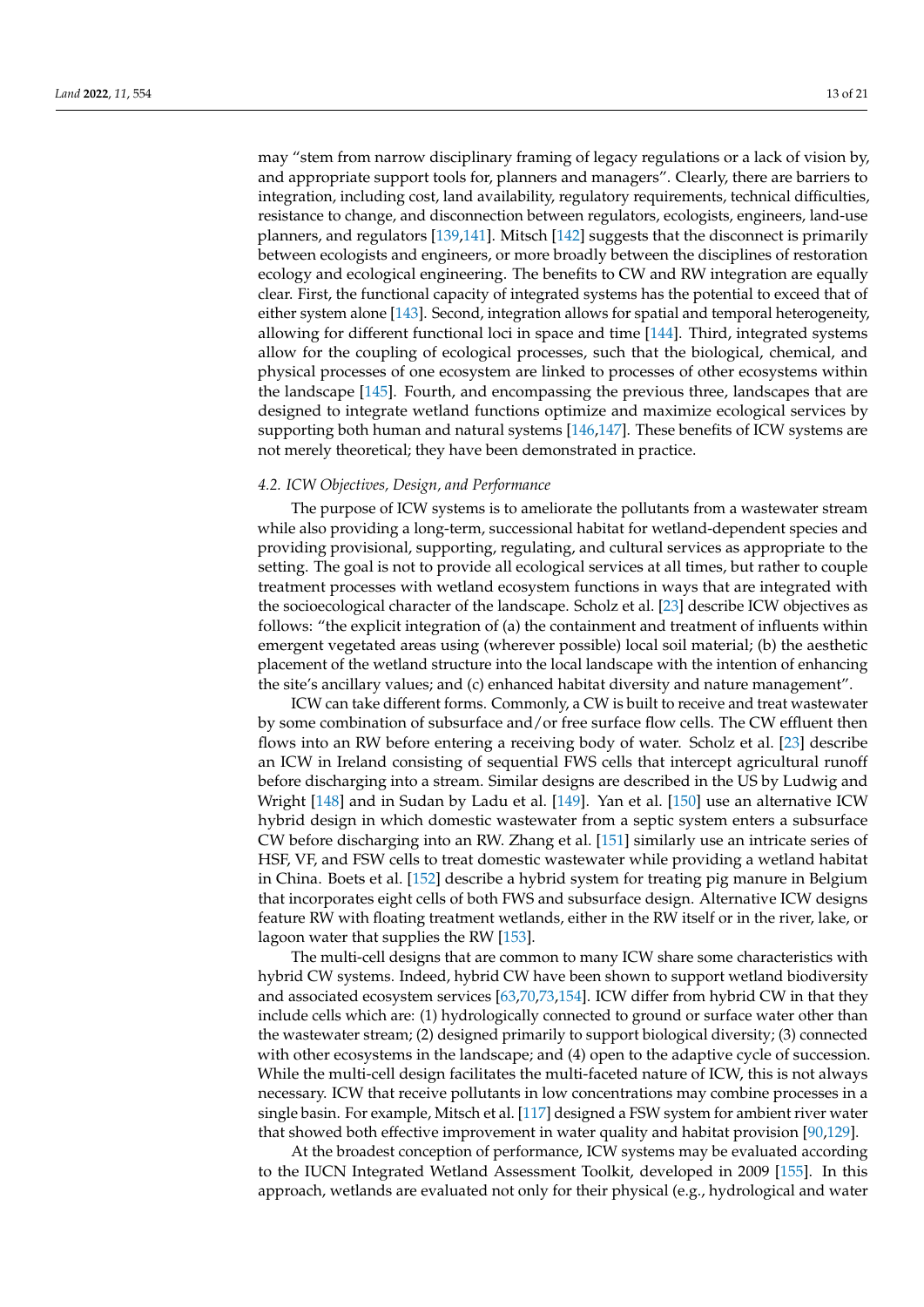may "stem from narrow disciplinary framing of legacy regulations or a lack of vision by, and appropriate support tools for, planners and managers". Clearly, there are barriers to integration, including cost, land availability, regulatory requirements, technical difficulties, resistance to change, and disconnection between regulators, ecologists, engineers, land-use planners, and regulators [139,141]. Mitsch [142] suggests that the disconnect is primarily between ecologists and engineers, or more broadly between the disciplines of restoration ecology and ecological engineering. The benefits to CW and RW integration are equally clear. First, the functional capacity of integrated systems has the potential to exceed that of either system alone [143]. Second, integration allows for spatial and temporal heterogeneity, allowing for different functional loci in space and time [144]. Third, integrated systems allow for the coupling of ecological processes, such that the biological, chemical, and physical processes of one ecosystem are linked to processes of other ecosystems within the landscape [145]. Fourth, and encompassing the previous three, landscapes that are designed to integrate wetland functions optimize and maximize ecological services by supporting both human and natural systems [146,147]. These benefits of ICW systems are not merely theoretical; they have been demonstrated in practice.

### 4.2. ICW Objectives, Design, and Performance

The purpose of ICW systems is to ameliorate the pollutants from a wastewater stream while also providing a long-term, successional habitat for wetland-dependent species and providing provisional, supporting, regulating, and cultural services as appropriate to the setting. The goal is not to provide all ecological services at all times, but rather to couple treatment processes with wetland ecosystem functions in ways that are integrated with the socioecological character of the landscape. Scholz et al. [23] describe ICW objectives as follows: "the explicit integration of (a) the containment and treatment of influents within emergent vegetated areas using (wherever possible) local soil material; (b) the aesthetic placement of the wetland structure into the local landscape with the intention of enhancing the site's ancillary values; and (c) enhanced habitat diversity and nature management".

ICW can take different forms. Commonly, a CW is built to receive and treat wastewater by some combination of subsurface and/or free surface flow cells. The CW effluent then flows into an RW before entering a receiving body of water. Scholz et al. [23] describe an ICW in Ireland consisting of sequential FWS cells that intercept agricultural runoff before discharging into a stream. Similar designs are described in the US by Ludwig and Wright [148] and in Sudan by Ladu et al. [149]. Yan et al. [150] use an alternative ICW hybrid design in which domestic wastewater from a septic system enters a subsurface CW before discharging into an RW. Zhang et al. [151] similarly use an intricate series of HSF, VF, and FSW cells to treat domestic wastewater while providing a wetland habitat in China. Boets et al. [152] describe a hybrid system for treating pig manure in Belgium that incorporates eight cells of both FWS and subsurface design. Alternative ICW designs feature RW with floating treatment wetlands, either in the RW itself or in the river, lake, or lagoon water that supplies the RW [153].

The multi-cell designs that are common to many ICW share some characteristics with hybrid CW systems. Indeed, hybrid CW have been shown to support wetland biodiversity and associated ecosystem services [63,70,73,154]. ICW differ from hybrid CW in that they include cells which are: (1) hydrologically connected to ground or surface water other than the wastewater stream; (2) designed primarily to support biological diversity; (3) connected with other ecosystems in the landscape; and (4) open to the adaptive cycle of succession. While the multi-cell design facilitates the multi-faceted nature of ICW, this is not always necessary. ICW that receive pollutants in low concentrations may combine processes in a single basin. For example, Mitsch et al. [117] designed a FSW system for ambient river water that showed both effective improvement in water quality and habitat provision [90,129].

At the broadest conception of performance, ICW systems may be evaluated according to the IUCN Integrated Wetland Assessment Toolkit, developed in 2009 [155]. In this approach, wetlands are evaluated not only for their physical (e.g., hydrological and water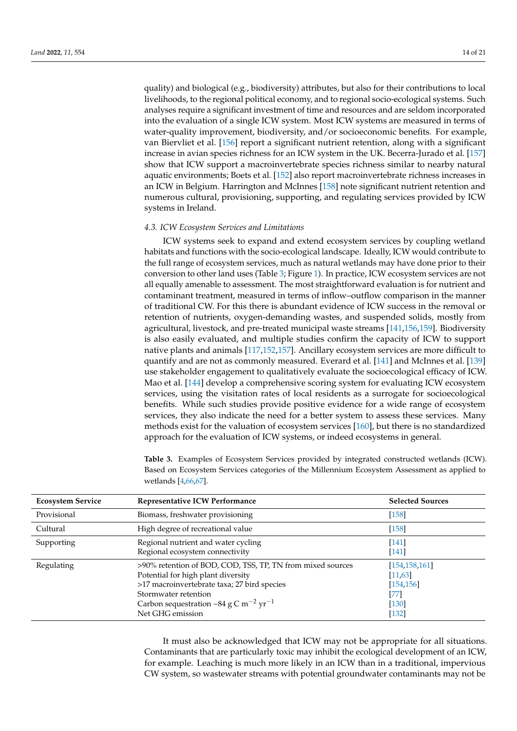quality) and biological (e.g., biodiversity) attributes, but also for their contributions to local livelihoods, to the regional political economy, and to regional socio-ecological systems. Such analyses require a significant investment of time and resources and are seldom incorporated into the evaluation of a single ICW system. Most ICW systems are measured in terms of water-quality improvement, biodiversity, and/or socioeconomic benefits. For example, van Biervliet et al. [156] report a significant nutrient retention, along with a significant increase in avian species richness for an ICW system in the UK. Becerra-Jurado et al. [157] show that ICW support a macroinvertebrate species richness similar to nearby natural aquatic environments; Boets et al. [152] also report macroinvertebrate richness increases in an ICW in Belgium. Harrington and McInnes [158] note significant nutrient retention and numerous cultural, provisioning, supporting, and regulating services provided by ICW systems in Ireland.

### 4.3. ICW Ecosystem Services and Limitations

ICW systems seek to expand and extend ecosystem services by coupling wetland habitats and functions with the socio-ecological landscape. Ideally, ICW would contribute to the full range of ecosystem services, much as natural wetlands may have done prior to their conversion to other land uses (Table 3; Figure 1). In practice, ICW ecosystem services are not all equally amenable to assessment. The most straightforward evaluation is for nutrient and contaminant treatment, measured in terms of inflow–outflow comparison in the manner of traditional CW. For this there is abundant evidence of ICW success in the removal or retention of nutrients, oxygen-demanding wastes, and suspended solids, mostly from agricultural, livestock, and pre-treated municipal waste streams [141,156,159]. Biodiversity is also easily evaluated, and multiple studies confirm the capacity of ICW to support native plants and animals [117,152,157]. Ancillary ecosystem services are more difficult to quantify and are not as commonly measured. Everard et al. [141] and McInnes et al. [139] use stakeholder engagement to qualitatively evaluate the socioecological efficacy of ICW. Mao et al. [144] develop a comprehensive scoring system for evaluating ICW ecosystem services, using the visitation rates of local residents as a surrogate for socioecological benefits. While such studies provide positive evidence for a wide range of ecosystem services, they also indicate the need for a better system to assess these services. Many methods exist for the valuation of ecosystem services [160], but there is no standardized approach for the evaluation of ICW systems, or indeed ecosystems in general.

**Table 3.** Examples of Ecosystem Services provided by integrated constructed wetlands (ICW). Based on Ecosystem Services categories of the Millennium Ecosystem Assessment as applied to wetlands [4,66,67].

| Ecosystem Service | Representative ICW Performance | Selected Sources |
|---|---|---|
| Provisional | Biomass, freshwater provisioning | [158] |
| Cultural | High degree of recreational value | [158] |
| Supporting | Regional nutrient and water cycling | [141] |
| | Regional ecosystem connectivity | [141] |
| Regulating | >90% retention of BOD, COD, TSS, TP, TN from mixed sources | [154,158,161] |
| | Potential for high plant diversity | [11,63] |
| | >17 macroinvertebrate taxa; 27 bird species | [154,156] |
| | Stormwater retention | [77] |
| | Carbon sequestration ~84 g C $m^{-2}$ $yr^{-1}$ | [130] |
| | Net GHG emission | [132] |

It must also be acknowledged that ICW may not be appropriate for all situations. Contaminants that are particularly toxic may inhibit the ecological development of an ICW, for example. Leaching is much more likely in an ICW than in a traditional, impervious CW system, so wastewater streams with potential groundwater contaminants may not be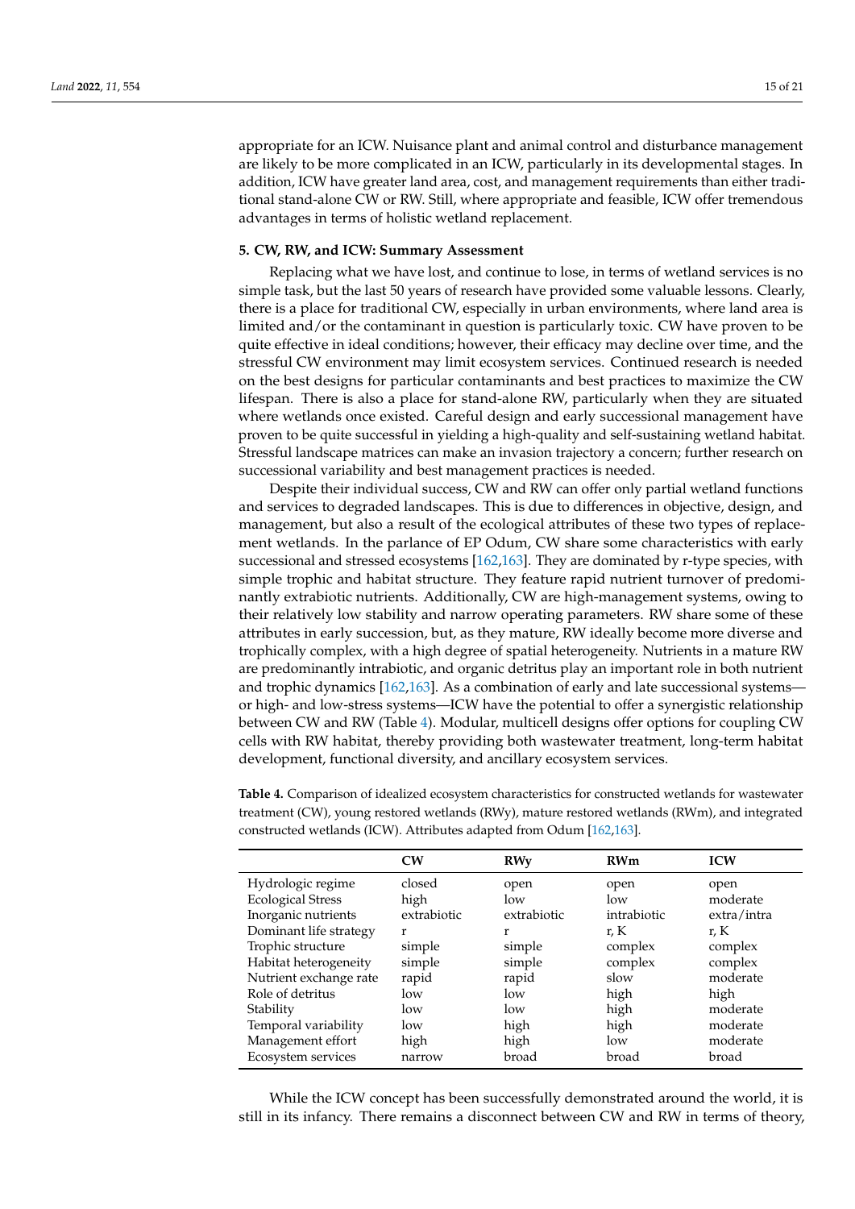appropriate for an ICW. Nuisance plant and animal control and disturbance management are likely to be more complicated in an ICW, particularly in its developmental stages. In addition, ICW have greater land area, cost, and management requirements than either traditional stand-alone CW or RW. Still, where appropriate and feasible, ICW offer tremendous advantages in terms of holistic wetland replacement.

## 5. CW, RW, and ICW: Summary Assessment

Replacing what we have lost, and continue to lose, in terms of wetland services is no simple task, but the last 50 years of research have provided some valuable lessons. Clearly, there is a place for traditional CW, especially in urban environments, where land area is limited and/or the contaminant in question is particularly toxic. CW have proven to be quite effective in ideal conditions; however, their efficacy may decline over time, and the stressful CW environment may limit ecosystem services. Continued research is needed on the best designs for particular contaminants and best practices to maximize the CW lifespan. There is also a place for stand-alone RW, particularly when they are situated where wetlands once existed. Careful design and early successional management have proven to be quite successful in yielding a high-quality and self-sustaining wetland habitat. Stressful landscape matrices can make an invasion trajectory a concern; further research on successional variability and best management practices is needed.

Despite their individual success, CW and RW can offer only partial wetland functions and services to degraded landscapes. This is due to differences in objective, design, and management, but also a result of the ecological attributes of these two types of replacement wetlands. In the parlance of EP Odum, CW share some characteristics with early successional and stressed ecosystems [162,163]. They are dominated by r-type species, with simple trophic and habitat structure. They feature rapid nutrient turnover of predominantly extrabiotic nutrients. Additionally, CW are high-management systems, owing to their relatively low stability and narrow operating parameters. RW share some of these attributes in early succession, but, as they mature, RW ideally become more diverse and trophically complex, with a high degree of spatial heterogeneity. Nutrients in a mature RW are predominantly intrabiotic, and organic detritus play an important role in both nutrient and trophic dynamics [162,163]. As a combination of early and late successional systems—or high- and low-stress systems—ICW have the potential to offer a synergistic relationship between CW and RW (Table 4). Modular, multicell designs offer options for coupling CW cells with RW habitat, thereby providing both wastewater treatment, long-term habitat development, functional diversity, and ancillary ecosystem services.

**Table 4.** Comparison of idealized ecosystem characteristics for constructed wetlands for wastewater treatment (CW), young restored wetlands (RWy), mature restored wetlands (RWm), and integrated constructed wetlands (ICW). Attributes adapted from Odum [162,163].

| | CW | RWy | RWm | ICW |
|---|---|---|---|---|
| Hydrologic regime | closed | open | open | open |
| Ecological Stress | high | low | low | moderate |
| Inorganic nutrients | extrabiotic | extrabiotic | intrabiotic | extra/intra |
| Dominant life strategy | r | r | r, K | r, K |
| Trophic structure | simple | simple | complex | complex |
| Habitat heterogeneity | simple | simple | complex | complex |
| Nutrient exchange rate | rapid | rapid | slow | moderate |
| Role of detritus | low | low | high | high |
| Stability | low | low | high | moderate |
| Temporal variability | low | high | high | moderate |
| Management effort | high | high | low | moderate |
| Ecosystem services | narrow | broad | broad | broad |

While the ICW concept has been successfully demonstrated around the world, it is still in its infancy. There remains a disconnect between CW and RW in terms of theory,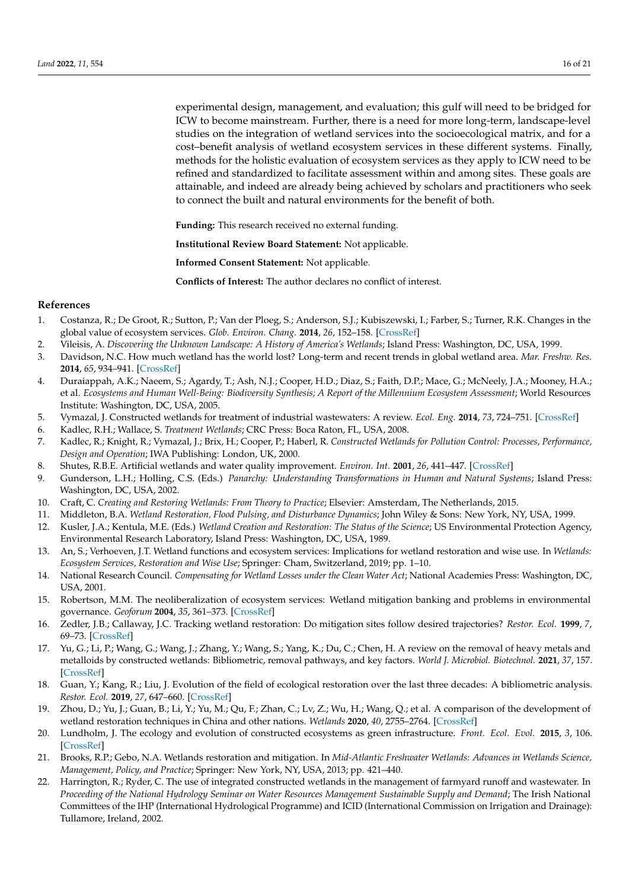experimental design, management, and evaluation; this gulf will need to be bridged for ICW to become mainstream. Further, there is a need for more long-term, landscape-level studies on the integration of wetland services into the socioecological matrix, and for a cost–benefit analysis of wetland ecosystem services in these different systems. Finally, methods for the holistic evaluation of ecosystem services as they apply to ICW need to be refined and standardized to facilitate assessment within and among sites. These goals are attainable, and indeed are already being achieved by scholars and practitioners who seek to connect the built and natural environments for the benefit of both.

**Funding:** This research received no external funding.

**Institutional Review Board Statement:** Not applicable.

**Informed Consent Statement:** Not applicable.

**Conflicts of Interest:** The author declares no conflict of interest.

## References

1. Costanza, R.; De Groot, R.; Sutton, P.; Van der Ploeg, S.; Anderson, S.J.; Kubiszewski, I.; Farber, S.; Turner, R.K. Changes in the global value of ecosystem services. *Glob. Environ. Chang.* **2014**, *26*, 152–158. [CrossRef]
2. Vileisis, A. *Discovering the Unknown Landscape: A History of America's Wetlands*; Island Press: Washington, DC, USA, 1999.
3. Davidson, N.C. How much wetland has the world lost? Long-term and recent trends in global wetland area. *Mar. Freshw. Res.* **2014**, *65*, 934–941. [CrossRef]
4. Duraiappah, A.K.; Naeem, S.; Agardy, T.; Ash, N.J.; Cooper, H.D.; Diaz, S.; Faith, D.P.; Mace, G.; McNeely, J.A.; Mooney, H.A.; et al. *Ecosystems and Human Well-Being: Biodiversity Synthesis; A Report of the Millennium Ecosystem Assessment*; World Resources Institute: Washington, DC, USA, 2005.
5. Vymazal, J. Constructed wetlands for treatment of industrial wastewaters: A review. *Ecol. Eng.* **2014**, *73*, 724–751. [CrossRef]
6. Kadlec, R.H.; Wallace, S. *Treatment Wetlands*; CRC Press: Boca Raton, FL, USA, 2008.
7. Kadlec, R.; Knight, R.; Vymazal, J.; Brix, H.; Cooper, P.; Haberl, R. *Constructed Wetlands for Pollution Control: Processes, Performance, Design and Operation*; IWA Publishing: London, UK, 2000.
8. Shutes, R.B.E. Artificial wetlands and water quality improvement. *Environ. Int.* **2001**, *26*, 441–447. [CrossRef]
9. Gunderson, L.H.; Holling, C.S. (Eds.) *Panarchy: Understanding Transformations in Human and Natural Systems*; Island Press: Washington, DC, USA, 2002.
10. Craft, C. *Creating and Restoring Wetlands: From Theory to Practice*; Elsevier: Amsterdam, The Netherlands, 2015.
11. Middleton, B.A. *Wetland Restoration, Flood Pulsing, and Disturbance Dynamics*; John Wiley & Sons: New York, NY, USA, 1999.
12. Kusler, J.A.; Kentula, M.E. (Eds.) *Wetland Creation and Restoration: The Status of the Science*; US Environmental Protection Agency, Environmental Research Laboratory, Island Press: Washington, DC, USA, 1989.
13. An, S.; Verhoeven, J.T. Wetland functions and ecosystem services: Implications for wetland restoration and wise use. In *Wetlands: Ecosystem Services, Restoration and Wise Use*; Springer: Cham, Switzerland, 2019; pp. 1–10.
14. National Research Council. *Compensating for Wetland Losses under the Clean Water Act*; National Academies Press: Washington, DC, USA, 2001.
15. Robertson, M.M. The neoliberalization of ecosystem services: Wetland mitigation banking and problems in environmental governance. *Geoforum* **2004**, *35*, 361–373. [CrossRef]
16. Zedler, J.B.; Callaway, J.C. Tracking wetland restoration: Do mitigation sites follow desired trajectories? *Restor. Ecol.* **1999**, *7*, 69–73. [CrossRef]
17. Yu, G.; Li, P.; Wang, G.; Wang, J.; Zhang, Y.; Wang, S.; Yang, K.; Du, C.; Chen, H. A review on the removal of heavy metals and metalloids by constructed wetlands: Bibliometric, removal pathways, and key factors. *World J. Microbiol. Biotechnol.* **2021**, *37*, 157. [CrossRef]
18. Guan, Y.; Kang, R.; Liu, J. Evolution of the field of ecological restoration over the last three decades: A bibliometric analysis. *Restor. Ecol.* **2019**, *27*, 647–660. [CrossRef]
19. Zhou, D.; Yu, J.; Guan, B.; Li, Y.; Yu, M.; Qu, F.; Zhan, C.; Lv, Z.; Wu, H.; Wang, Q.; et al. A comparison of the development of wetland restoration techniques in China and other nations. *Wetlands* **2020**, *40*, 2755–2764. [CrossRef]
20. Lundholm, J. The ecology and evolution of constructed ecosystems as green infrastructure. *Front. Ecol. Evol.* **2015**, *3*, 106. [CrossRef]
21. Brooks, R.P.; Gebo, N.A. Wetlands restoration and mitigation. In *Mid-Atlantic Freshwater Wetlands: Advances in Wetlands Science, Management, Policy, and Practice*; Springer: New York, NY, USA, 2013; pp. 421–440.
22. Harrington, R.; Ryder, C. The use of integrated constructed wetlands in the management of farmyard runoff and wastewater. In *Proceeding of the National Hydrology Seminar on Water Resources Management Sustainable Supply and Demand*; The Irish National Committees of the IHP (International Hydrological Programme) and ICID (International Commission on Irrigation and Drainage): Tullamore, Ireland, 2002.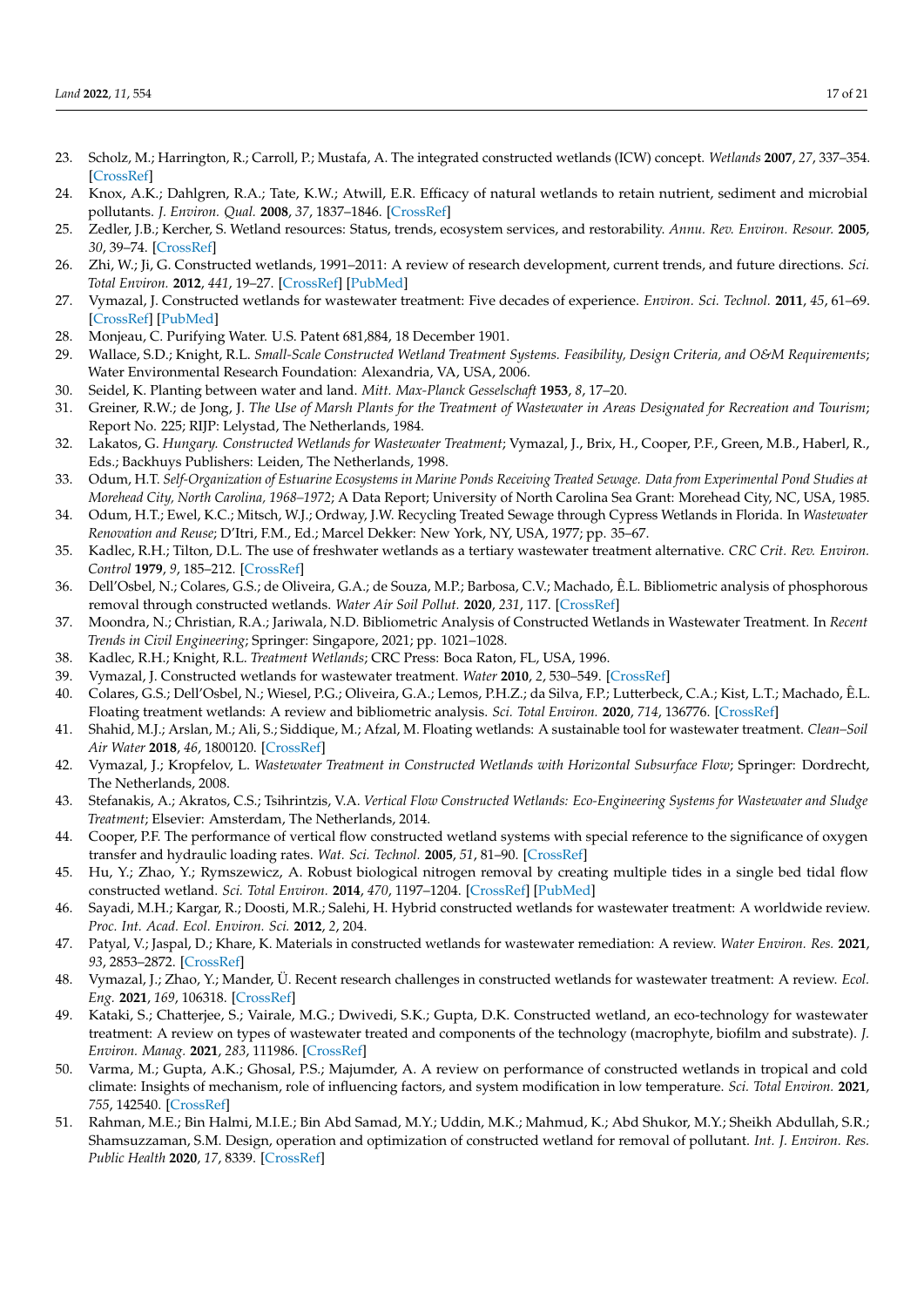23. Scholz, M.; Harrington, R.; Carroll, P.; Mustafa, A. The integrated constructed wetlands (ICW) concept. *Wetlands* **2007**, *27*, 337–354. [CrossRef]
24. Knox, A.K.; Dahlgren, R.A.; Tate, K.W.; Atwill, E.R. Efficacy of natural wetlands to retain nutrient, sediment and microbial pollutants. *J. Environ. Qual.* **2008**, *37*, 1837–1846. [CrossRef]
25. Zedler, J.B.; Kercher, S. Wetland resources: Status, trends, ecosystem services, and restorability. *Annu. Rev. Environ. Resour.* **2005**, *30*, 39–74. [CrossRef]
26. Zhi, W.; Ji, G. Constructed wetlands, 1991–2011: A review of research development, current trends, and future directions. *Sci. Total Environ.* **2012**, *441*, 19–27. [CrossRef] [PubMed]
27. Vymazal, J. Constructed wetlands for wastewater treatment: Five decades of experience. *Environ. Sci. Technol.* **2011**, *45*, 61–69. [CrossRef] [PubMed]
28. Monjeau, C. Purifying Water. U.S. Patent 681,884, 18 December 1901.
29. Wallace, S.D.; Knight, R.L. *Small-Scale Constructed Wetland Treatment Systems. Feasibility, Design Criteria, and O&M Requirements*; Water Environmental Research Foundation: Alexandria, VA, USA, 2006.
30. Seidel, K. Planting between water and land. *Mitt. Max-Planck Gesselschaft* **1953**, *8*, 17–20.
31. Greiner, R.W.; de Jong, J. *The Use of Marsh Plants for the Treatment of Wastewater in Areas Designated for Recreation and Tourism*; Report No. 225; RIJP: Lelystad, The Netherlands, 1984.
32. Lakatos, G. *Hungary. Constructed Wetlands for Wastewater Treatment*; Vymazal, J., Brix, H., Cooper, P.F., Green, M.B., Haberl, R., Eds.; Backhuys Publishers: Leiden, The Netherlands, 1998.
33. Odum, H.T. *Self-Organization of Estuarine Ecosystems in Marine Ponds Receiving Treated Sewage. Data from Experimental Pond Studies at Morehead City, North Carolina, 1968–1972*; A Data Report; University of North Carolina Sea Grant: Morehead City, NC, USA, 1985.
34. Odum, H.T.; Ewel, K.C.; Mitsch, W.J.; Ordway, J.W. Recycling Treated Sewage through Cypress Wetlands in Florida. In *Wastewater Renovation and Reuse*; D'Itri, F.M., Ed.; Marcel Dekker: New York, NY, USA, 1977; pp. 35–67.
35. Kadlec, R.H.; Tilton, D.L. The use of freshwater wetlands as a tertiary wastewater treatment alternative. *CRC Crit. Rev. Environ. Control* **1979**, *9*, 185–212. [CrossRef]
36. Dell'Osbel, N.; Colares, G.S.; de Oliveira, G.A.; de Souza, M.P.; Barbosa, C.V.; Machado, Ê.L. Bibliometric analysis of phosphorous removal through constructed wetlands. *Water Air Soil Pollut.* **2020**, *231*, 117. [CrossRef]
37. Moondra, N.; Christian, R.A.; Jariwala, N.D. Bibliometric Analysis of Constructed Wetlands in Wastewater Treatment. In *Recent Trends in Civil Engineering*; Springer: Singapore, 2021; pp. 1021–1028.
38. Kadlec, R.H.; Knight, R.L. *Treatment Wetlands*; CRC Press: Boca Raton, FL, USA, 1996.
39. Vymazal, J. Constructed wetlands for wastewater treatment. *Water* **2010**, *2*, 530–549. [CrossRef]
40. Colares, G.S.; Dell'Osbel, N.; Wiesel, P.G.; Oliveira, G.A.; Lemos, P.H.Z.; da Silva, F.P.; Lutterbeck, C.A.; Kist, L.T.; Machado, Ê.L. Floating treatment wetlands: A review and bibliometric analysis. *Sci. Total Environ.* **2020**, *714*, 136776. [CrossRef]
41. Shahid, M.J.; Arslan, M.; Ali, S.; Siddique, M.; Afzal, M. Floating wetlands: A sustainable tool for wastewater treatment. *Clean–Soil Air Water* **2018**, *46*, 1800120. [CrossRef]
42. Vymazal, J.; Kropfelov, L. *Wastewater Treatment in Constructed Wetlands with Horizontal Subsurface Flow*; Springer: Dordrecht, The Netherlands, 2008.
43. Stefanakis, A.; Akratos, C.S.; Tsihrintzis, V.A. *Vertical Flow Constructed Wetlands: Eco-Engineering Systems for Wastewater and Sludge Treatment*; Elsevier: Amsterdam, The Netherlands, 2014.
44. Cooper, P.F. The performance of vertical flow constructed wetland systems with special reference to the significance of oxygen transfer and hydraulic loading rates. *Wat. Sci. Technol.* **2005**, *51*, 81–90. [CrossRef]
45. Hu, Y.; Zhao, Y.; Rymszewicz, A. Robust biological nitrogen removal by creating multiple tides in a single bed tidal flow constructed wetland. *Sci. Total Environ.* **2014**, *470*, 1197–1204. [CrossRef] [PubMed]
46. Sayadi, M.H.; Kargar, R.; Doosti, M.R.; Salehi, H. Hybrid constructed wetlands for wastewater treatment: A worldwide review. *Proc. Int. Acad. Ecol. Environ. Sci.* **2012**, *2*, 204.
47. Patyal, V.; Jaspal, D.; Khare, K. Materials in constructed wetlands for wastewater remediation: A review. *Water Environ. Res.* **2021**, *93*, 2853–2872. [CrossRef]
48. Vymazal, J.; Zhao, Y.; Mander, Ü. Recent research challenges in constructed wetlands for wastewater treatment: A review. *Ecol. Eng.* **2021**, *169*, 106318. [CrossRef]
49. Kataki, S.; Chatterjee, S.; Vairale, M.G.; Dwivedi, S.K.; Gupta, D.K. Constructed wetland, an eco-technology for wastewater treatment: A review on types of wastewater treated and components of the technology (macrophyte, biofilm and substrate). *J. Environ. Manag.* **2021**, *283*, 111986. [CrossRef]
50. Varma, M.; Gupta, A.K.; Ghosal, P.S.; Majumder, A. A review on performance of constructed wetlands in tropical and cold climate: Insights of mechanism, role of influencing factors, and system modification in low temperature. *Sci. Total Environ.* **2021**, *755*, 142540. [CrossRef]
51. Rahman, M.E.; Bin Halmi, M.I.E.; Bin Abd Samad, M.Y.; Uddin, M.K.; Mahmud, K.; Abd Shukor, M.Y.; Sheikh Abdullah, S.R.; Shamsuzzaman, S.M. Design, operation and optimization of constructed wetland for removal of pollutant. *Int. J. Environ. Res. Public Health* **2020**, *17*, 8339. [CrossRef]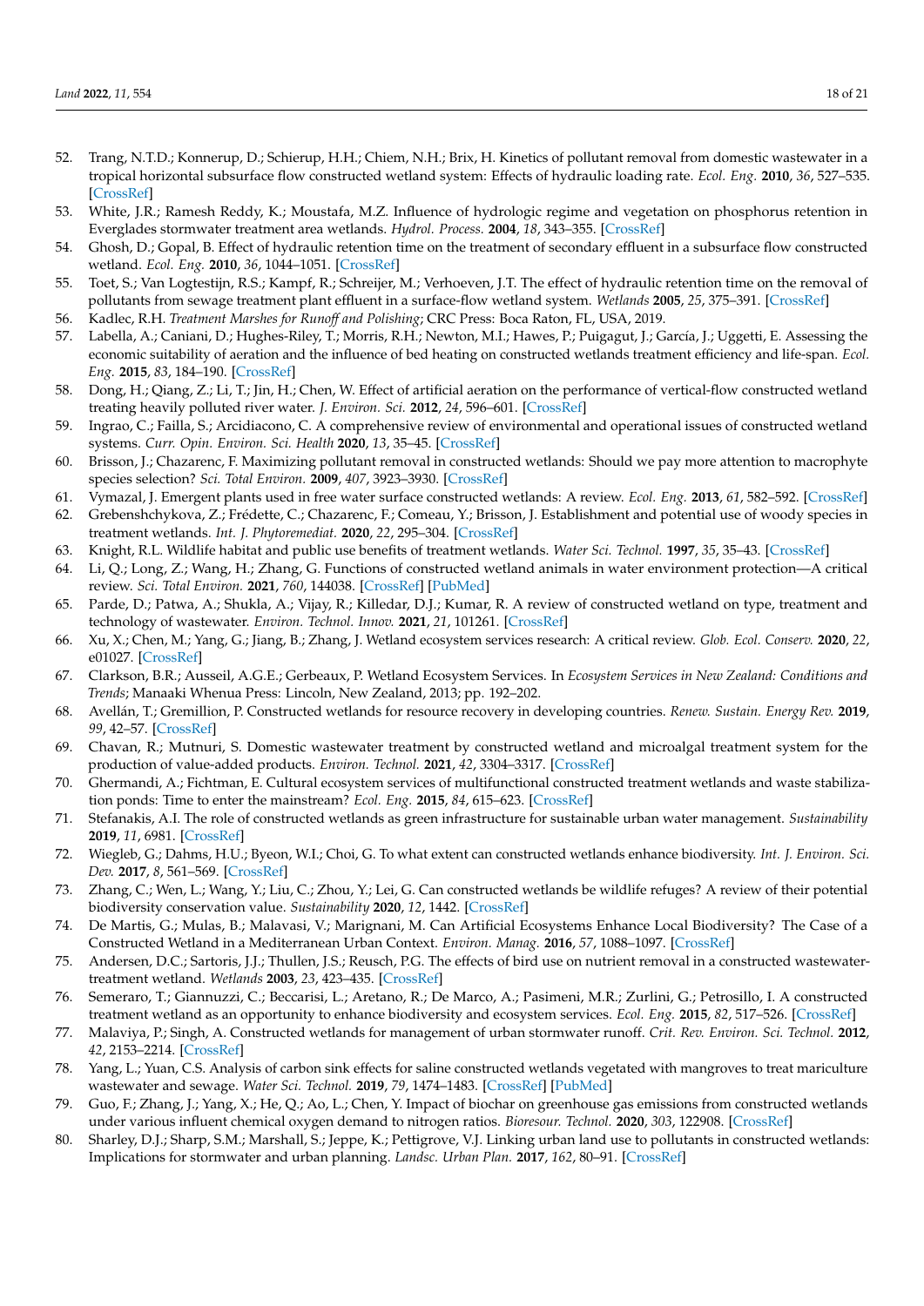52. Trang, N.T.D.; Konnerup, D.; Schierup, H.H.; Chiem, N.H.; Brix, H. Kinetics of pollutant removal from domestic wastewater in a tropical horizontal subsurface flow constructed wetland system: Effects of hydraulic loading rate. *Ecol. Eng.* **2010**, *36*, 527–535. [CrossRef]
53. White, J.R.; Ramesh Reddy, K.; Moustafa, M.Z. Influence of hydrologic regime and vegetation on phosphorus retention in Everglades stormwater treatment area wetlands. *Hydrol. Process.* **2004**, *18*, 343–355. [CrossRef]
54. Ghosh, D.; Gopal, B. Effect of hydraulic retention time on the treatment of secondary effluent in a subsurface flow constructed wetland. *Ecol. Eng.* **2010**, *36*, 1044–1051. [CrossRef]
55. Toet, S.; Van Logtestijn, R.S.; Kampf, R.; Schreijer, M.; Verhoeven, J.T. The effect of hydraulic retention time on the removal of pollutants from sewage treatment plant effluent in a surface-flow wetland system. *Wetlands* **2005**, *25*, 375–391. [CrossRef]
56. Kadlec, R.H. *Treatment Marshes for Runoff and Polishing*; CRC Press: Boca Raton, FL, USA, 2019.
57. Labella, A.; Caniani, D.; Hughes-Riley, T.; Morris, R.H.; Newton, M.I.; Hawes, P.; Puigagut, J.; García, J.; Uggetti, E. Assessing the economic suitability of aeration and the influence of bed heating on constructed wetlands treatment efficiency and life-span. *Ecol. Eng.* **2015**, *83*, 184–190. [CrossRef]
58. Dong, H.; Qiang, Z.; Li, T.; Jin, H.; Chen, W. Effect of artificial aeration on the performance of vertical-flow constructed wetland treating heavily polluted river water. *J. Environ. Sci.* **2012**, *24*, 596–601. [CrossRef]
59. Ingrao, C.; Failla, S.; Arcidiacono, C. A comprehensive review of environmental and operational issues of constructed wetland systems. *Curr. Opin. Environ. Sci. Health* **2020**, *13*, 35–45. [CrossRef]
60. Brisson, J.; Chazarenc, F. Maximizing pollutant removal in constructed wetlands: Should we pay more attention to macrophyte species selection? *Sci. Total Environ.* **2009**, *407*, 3923–3930. [CrossRef]
61. Vymazal, J. Emergent plants used in free water surface constructed wetlands: A review. *Ecol. Eng.* **2013**, *61*, 582–592. [CrossRef]
62. Grebenshchykova, Z.; Frédette, C.; Chazarenc, F.; Comeau, Y.; Brisson, J. Establishment and potential use of woody species in treatment wetlands. *Int. J. Phytoremediat.* **2020**, *22*, 295–304. [CrossRef]
63. Knight, R.L. Wildlife habitat and public use benefits of treatment wetlands. *Water Sci. Technol.* **1997**, *35*, 35–43. [CrossRef]
64. Li, Q.; Long, Z.; Wang, H.; Zhang, G. Functions of constructed wetland animals in water environment protection—A critical review. *Sci. Total Environ.* **2021**, *760*, 144038. [CrossRef] [PubMed]
65. Parde, D.; Patwa, A.; Shukla, A.; Vijay, R.; Killedar, D.J.; Kumar, R. A review of constructed wetland on type, treatment and technology of wastewater. *Environ. Technol. Innov.* **2021**, *21*, 101261. [CrossRef]
66. Xu, X.; Chen, M.; Yang, G.; Jiang, B.; Zhang, J. Wetland ecosystem services research: A critical review. *Glob. Ecol. Conserv.* **2020**, *22*, e01027. [CrossRef]
67. Clarkson, B.R.; Ausseil, A.G.E.; Gerbeaux, P. Wetland Ecosystem Services. In *Ecosystem Services in New Zealand: Conditions and Trends*; Manaaki Whenua Press: Lincoln, New Zealand, 2013; pp. 192–202.
68. Avellán, T.; Gremillion, P. Constructed wetlands for resource recovery in developing countries. *Renew. Sustain. Energy Rev.* **2019**, *99*, 42–57. [CrossRef]
69. Chavan, R.; Mutnuri, S. Domestic wastewater treatment by constructed wetland and microalgal treatment system for the production of value-added products. *Environ. Technol.* **2021**, *42*, 3304–3317. [CrossRef]
70. Ghermandi, A.; Fichtman, E. Cultural ecosystem services of multifunctional constructed treatment wetlands and waste stabilization ponds: Time to enter the mainstream? *Ecol. Eng.* **2015**, *84*, 615–623. [CrossRef]
71. Stefanakis, A.I. The role of constructed wetlands as green infrastructure for sustainable urban water management. *Sustainability* **2019**, *11*, 6981. [CrossRef]
72. Wiegleb, G.; Dahms, H.U.; Byeon, W.I.; Choi, G. To what extent can constructed wetlands enhance biodiversity. *Int. J. Environ. Sci. Dev.* **2017**, *8*, 561–569. [CrossRef]
73. Zhang, C.; Wen, L.; Wang, Y.; Liu, C.; Zhou, Y.; Lei, G. Can constructed wetlands be wildlife refuges? A review of their potential biodiversity conservation value. *Sustainability* **2020**, *12*, 1442. [CrossRef]
74. De Martis, G.; Mulas, B.; Malavasi, V.; Marignani, M. Can Artificial Ecosystems Enhance Local Biodiversity? The Case of a Constructed Wetland in a Mediterranean Urban Context. *Environ. Manag.* **2016**, *57*, 1088–1097. [CrossRef]
75. Andersen, D.C.; Sartoris, J.J.; Thullen, J.S.; Reusch, P.G. The effects of bird use on nutrient removal in a constructed wastewater-treatment wetland. *Wetlands* **2003**, *23*, 423–435. [CrossRef]
76. Semeraro, T.; Giannuzzi, C.; Beccarisi, L.; Aretano, R.; De Marco, A.; Pasimeni, M.R.; Zurlini, G.; Petrosillo, I. A constructed treatment wetland as an opportunity to enhance biodiversity and ecosystem services. *Ecol. Eng.* **2015**, *82*, 517–526. [CrossRef]
77. Malaviya, P.; Singh, A. Constructed wetlands for management of urban stormwater runoff. *Crit. Rev. Environ. Sci. Technol.* **2012**, *42*, 2153–2214. [CrossRef]
78. Yang, L.; Yuan, C.S. Analysis of carbon sink effects for saline constructed wetlands vegetated with mangroves to treat mariculture wastewater and sewage. *Water Sci. Technol.* **2019**, *79*, 1474–1483. [CrossRef] [PubMed]
79. Guo, F.; Zhang, J.; Yang, X.; He, Q.; Ao, L.; Chen, Y. Impact of biochar on greenhouse gas emissions from constructed wetlands under various influent chemical oxygen demand to nitrogen ratios. *Bioresour. Technol.* **2020**, *303*, 122908. [CrossRef]
80. Sharley, D.J.; Sharp, S.M.; Marshall, S.; Jeppe, K.; Pettigrove, V.J. Linking urban land use to pollutants in constructed wetlands: Implications for stormwater and urban planning. *Landsc. Urban Plan.* **2017**, *162*, 80–91. [CrossRef]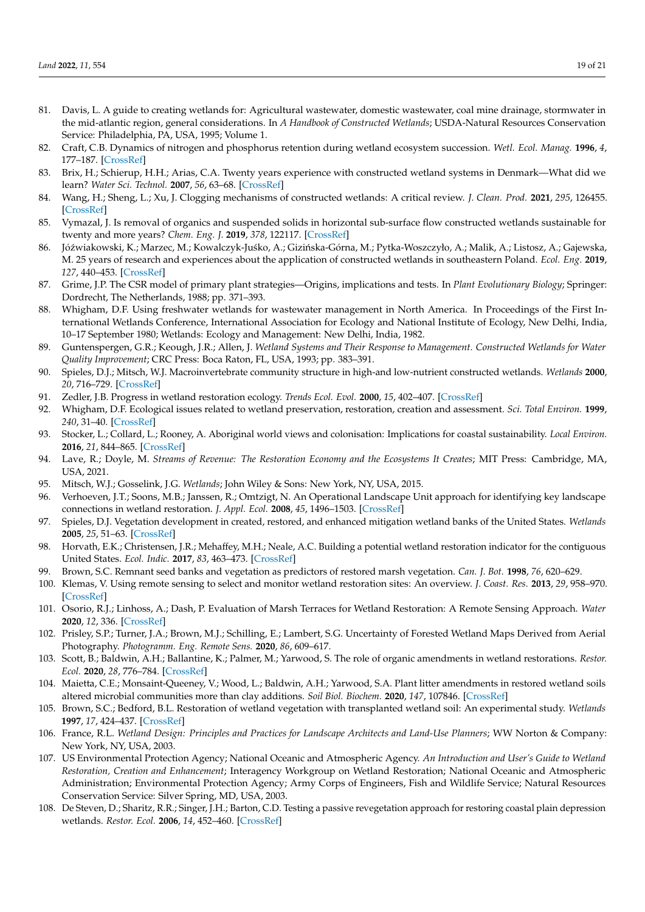81. Davis, L. A guide to creating wetlands for: Agricultural wastewater, domestic wastewater, coal mine drainage, stormwater in the mid-atlantic region, general considerations. In *A Handbook of Constructed Wetlands*; USDA-Natural Resources Conservation Service: Philadelphia, PA, USA, 1995; Volume 1.
82. Craft, C.B. Dynamics of nitrogen and phosphorus retention during wetland ecosystem succession. *Wetl. Ecol. Manag.* **1996**, *4*, 177–187. [CrossRef]
83. Brix, H.; Schierup, H.H.; Arias, C.A. Twenty years experience with constructed wetland systems in Denmark—What did we learn? *Water Sci. Technol.* **2007**, *56*, 63–68. [CrossRef]
84. Wang, H.; Sheng, L.; Xu, J. Clogging mechanisms of constructed wetlands: A critical review. *J. Clean. Prod.* **2021**, *295*, 126455. [CrossRef]
85. Vymazal, J. Is removal of organics and suspended solids in horizontal sub-surface flow constructed wetlands sustainable for twenty and more years? *Chem. Eng. J.* **2019**, *378*, 122117. [CrossRef]
86. Jóźwiakowski, K.; Marzec, M.; Kowalczyk-Juśko, A.; Gizińska-Górna, M.; Pytka-Woszczyło, A.; Malik, A.; Listosz, A.; Gajewska, M. 25 years of research and experiences about the application of constructed wetlands in southeastern Poland. *Ecol. Eng.* **2019**, *127*, 440–453. [CrossRef]
87. Grime, J.P. The CSR model of primary plant strategies—Origins, implications and tests. In *Plant Evolutionary Biology*; Springer: Dordrecht, The Netherlands, 1988; pp. 371–393.
88. Whigham, D.F. Using freshwater wetlands for wastewater management in North America. In Proceedings of the First International Wetlands Conference, International Association for Ecology and National Institute of Ecology, New Delhi, India, 10–17 September 1980; Wetlands: Ecology and Management: New Delhi, India, 1982.
89. Guntenspergen, G.R.; Keough, J.R.; Allen, J. *Wetland Systems and Their Response to Management. Constructed Wetlands for Water Quality Improvement*; CRC Press: Boca Raton, FL, USA, 1993; pp. 383–391.
90. Spieles, D.J.; Mitsch, W.J. Macroinvertebrate community structure in high-and low-nutrient constructed wetlands. *Wetlands* **2000**, *20*, 716–729. [CrossRef]
91. Zedler, J.B. Progress in wetland restoration ecology. *Trends Ecol. Evol.* **2000**, *15*, 402–407. [CrossRef]
92. Whigham, D.F. Ecological issues related to wetland preservation, restoration, creation and assessment. *Sci. Total Environ.* **1999**, *240*, 31–40. [CrossRef]
93. Stocker, L.; Collard, L.; Rooney, A. Aboriginal world views and colonisation: Implications for coastal sustainability. *Local Environ.* **2016**, *21*, 844–865. [CrossRef]
94. Lave, R.; Doyle, M. *Streams of Revenue: The Restoration Economy and the Ecosystems It Creates*; MIT Press: Cambridge, MA, USA, 2021.
95. Mitsch, W.J.; Gosselink, J.G. *Wetlands*; John Wiley & Sons: New York, NY, USA, 2015.
96. Verhoeven, J.T.; Soons, M.B.; Janssen, R.; Omtzigt, N. An Operational Landscape Unit approach for identifying key landscape connections in wetland restoration. *J. Appl. Ecol.* **2008**, *45*, 1496–1503. [CrossRef]
97. Spieles, D.J. Vegetation development in created, restored, and enhanced mitigation wetland banks of the United States. *Wetlands* **2005**, *25*, 51–63. [CrossRef]
98. Horvath, E.K.; Christensen, J.R.; Mehaffey, M.H.; Neale, A.C. Building a potential wetland restoration indicator for the contiguous United States. *Ecol. Indic.* **2017**, *83*, 463–473. [CrossRef]
99. Brown, S.C. Remnant seed banks and vegetation as predictors of restored marsh vegetation. *Can. J. Bot.* **1998**, *76*, 620–629.
100. Klemas, V. Using remote sensing to select and monitor wetland restoration sites: An overview. *J. Coast. Res.* **2013**, *29*, 958–970. [CrossRef]
101. Osorio, R.J.; Linhoss, A.; Dash, P. Evaluation of Marsh Terraces for Wetland Restoration: A Remote Sensing Approach. *Water* **2020**, *12*, 336. [CrossRef]
102. Prisley, S.P.; Turner, J.A.; Brown, M.J.; Schilling, E.; Lambert, S.G. Uncertainty of Forested Wetland Maps Derived from Aerial Photography. *Photogramm. Eng. Remote Sens.* **2020**, *86*, 609–617.
103. Scott, B.; Baldwin, A.H.; Ballantine, K.; Palmer, M.; Yarwood, S. The role of organic amendments in wetland restorations. *Restor. Ecol.* **2020**, *28*, 776–784. [CrossRef]
104. Maietta, C.E.; Monsaint-Queeney, V.; Wood, L.; Baldwin, A.H.; Yarwood, S.A. Plant litter amendments in restored wetland soils altered microbial communities more than clay additions. *Soil Biol. Biochem.* **2020**, *147*, 107846. [CrossRef]
105. Brown, S.C.; Bedford, B.L. Restoration of wetland vegetation with transplanted wetland soil: An experimental study. *Wetlands* **1997**, *17*, 424–437. [CrossRef]
106. France, R.L. *Wetland Design: Principles and Practices for Landscape Architects and Land-Use Planners*; WW Norton & Company: New York, NY, USA, 2003.
107. US Environmental Protection Agency; National Oceanic and Atmospheric Agency. *An Introduction and User's Guide to Wetland Restoration, Creation and Enhancement*; Interagency Workgroup on Wetland Restoration; National Oceanic and Atmospheric Administration; Environmental Protection Agency; Army Corps of Engineers, Fish and Wildlife Service; Natural Resources Conservation Service: Silver Spring, MD, USA, 2003.
108. De Steven, D.; Sharitz, R.R.; Singer, J.H.; Barton, C.D. Testing a passive revegetation approach for restoring coastal plain depression wetlands. *Restor. Ecol.* **2006**, *14*, 452–460. [CrossRef]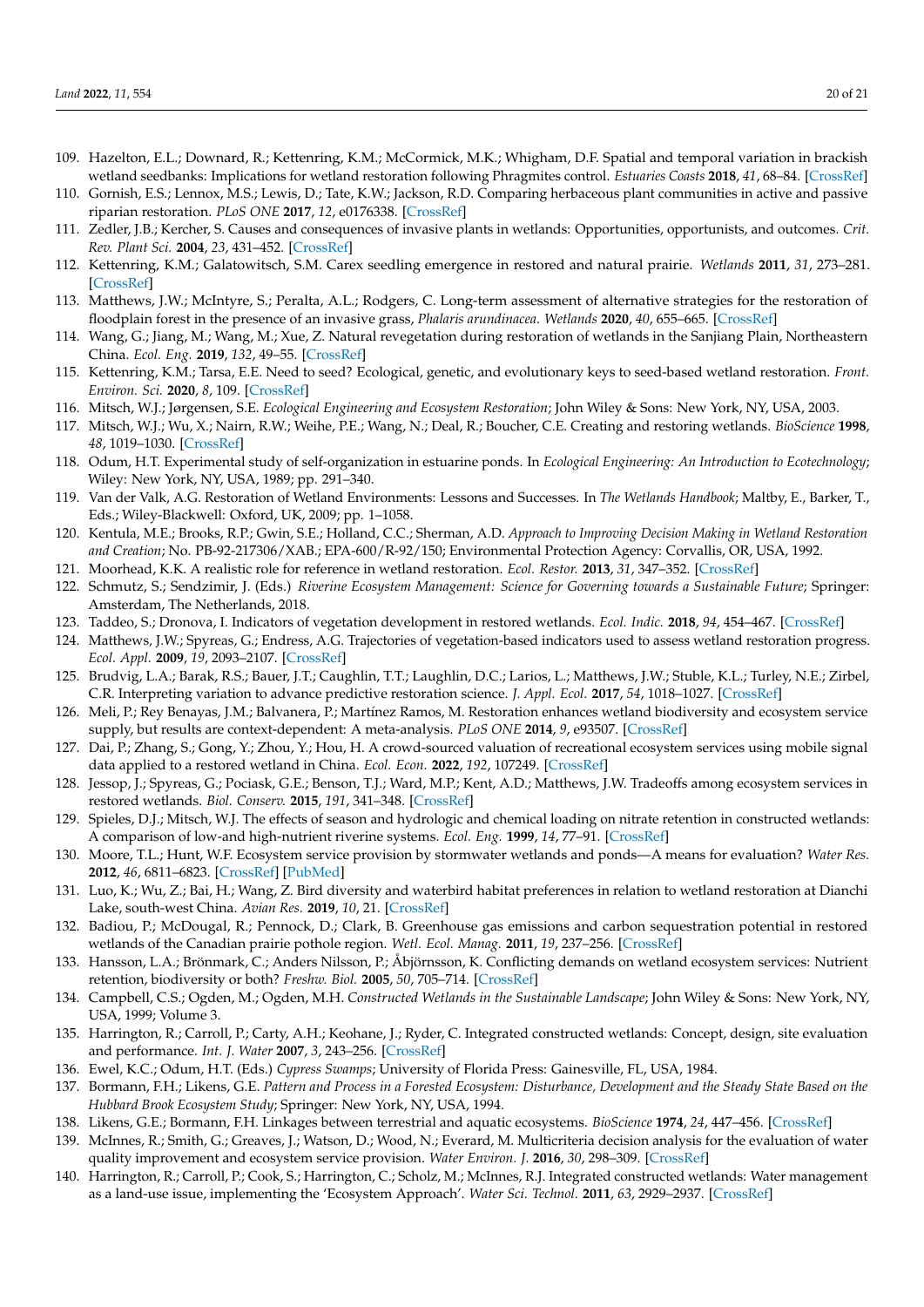109. Hazelton, E.L.; Downard, R.; Kettenring, K.M.; McCormick, M.K.; Whigham, D.F. Spatial and temporal variation in brackish wetland seedbanks: Implications for wetland restoration following Phragmites control. *Estuaries Coasts* **2018**, *41*, 68–84. [CrossRef]
110. Gornish, E.S.; Lennox, M.S.; Lewis, D.; Tate, K.W.; Jackson, R.D. Comparing herbaceous plant communities in active and passive riparian restoration. *PLoS ONE* **2017**, *12*, e0176338. [CrossRef]
111. Zedler, J.B.; Kercher, S. Causes and consequences of invasive plants in wetlands: Opportunities, opportunists, and outcomes. *Crit. Rev. Plant Sci.* **2004**, *23*, 431–452. [CrossRef]
112. Kettenring, K.M.; Galatowitsch, S.M. Carex seedling emergence in restored and natural prairie. *Wetlands* **2011**, *31*, 273–281. [CrossRef]
113. Matthews, J.W.; McIntyre, S.; Peralta, A.L.; Rodgers, C. Long-term assessment of alternative strategies for the restoration of floodplain forest in the presence of an invasive grass, *Phalaris arundinacea*. *Wetlands* **2020**, *40*, 655–665. [CrossRef]
114. Wang, G.; Jiang, M.; Wang, M.; Xue, Z. Natural revegetation during restoration of wetlands in the Sanjiang Plain, Northeastern China. *Ecol. Eng.* **2019**, *132*, 49–55. [CrossRef]
115. Kettenring, K.M.; Tarsa, E.E. Need to seed? Ecological, genetic, and evolutionary keys to seed-based wetland restoration. *Front. Environ. Sci.* **2020**, *8*, 109. [CrossRef]
116. Mitsch, W.J.; Jørgensen, S.E. *Ecological Engineering and Ecosystem Restoration*; John Wiley & Sons: New York, NY, USA, 2003.
117. Mitsch, W.J.; Wu, X.; Nairn, R.W.; Weihe, P.E.; Wang, N.; Deal, R.; Boucher, C.E. Creating and restoring wetlands. *BioScience* **1998**, *48*, 1019–1030. [CrossRef]
118. Odum, H.T. Experimental study of self-organization in estuarine ponds. In *Ecological Engineering: An Introduction to Ecotechnology*; Wiley: New York, NY, USA, 1989; pp. 291–340.
119. Van der Valk, A.G. Restoration of Wetland Environments: Lessons and Successes. In *The Wetlands Handbook*; Maltby, E., Barker, T., Eds.; Wiley-Blackwell: Oxford, UK, 2009; pp. 1–1058.
120. Kentula, M.E.; Brooks, R.P.; Gwin, S.E.; Holland, C.C.; Sherman, A.D. *Approach to Improving Decision Making in Wetland Restoration and Creation*; No. PB-92-217306/XAB.; EPA-600/R-92/150; Environmental Protection Agency: Corvallis, OR, USA, 1992.
121. Moorhead, K.K. A realistic role for reference in wetland restoration. *Ecol. Restor.* **2013**, *31*, 347–352. [CrossRef]
122. Schmutz, S.; Sendzimir, J. (Eds.) *Riverine Ecosystem Management: Science for Governing towards a Sustainable Future*; Springer: Amsterdam, The Netherlands, 2018.
123. Taddeo, S.; Dronova, I. Indicators of vegetation development in restored wetlands. *Ecol. Indic.* **2018**, *94*, 454–467. [CrossRef]
124. Matthews, J.W.; Spyreas, G.; Endress, A.G. Trajectories of vegetation-based indicators used to assess wetland restoration progress. *Ecol. Appl.* **2009**, *19*, 2093–2107. [CrossRef]
125. Brudvig, L.A.; Barak, R.S.; Bauer, J.T.; Caughlin, T.T.; Laughlin, D.C.; Larios, L.; Matthews, J.W.; Stuble, K.L.; Turley, N.E.; Zirbel, C.R. Interpreting variation to advance predictive restoration science. *J. Appl. Ecol.* **2017**, *54*, 1018–1027. [CrossRef]
126. Meli, P.; Rey Benayas, J.M.; Balvanera, P.; Martínez Ramos, M. Restoration enhances wetland biodiversity and ecosystem service supply, but results are context-dependent: A meta-analysis. *PLoS ONE* **2014**, *9*, e93507. [CrossRef]
127. Dai, P.; Zhang, S.; Gong, Y.; Zhou, Y.; Hou, H. A crowd-sourced valuation of recreational ecosystem services using mobile signal data applied to a restored wetland in China. *Ecol. Econ.* **2022**, *192*, 107249. [CrossRef]
128. Jessop, J.; Spyreas, G.; Pociask, G.E.; Benson, T.J.; Ward, M.P.; Kent, A.D.; Matthews, J.W. Tradeoffs among ecosystem services in restored wetlands. *Biol. Conserv.* **2015**, *191*, 341–348. [CrossRef]
129. Spieles, D.J.; Mitsch, W.J. The effects of season and hydrologic and chemical loading on nitrate retention in constructed wetlands: A comparison of low-and high-nutrient riverine systems. *Ecol. Eng.* **1999**, *14*, 77–91. [CrossRef]
130. Moore, T.L.; Hunt, W.F. Ecosystem service provision by stormwater wetlands and ponds—A means for evaluation? *Water Res.* **2012**, *46*, 6811–6823. [CrossRef] [PubMed]
131. Luo, K.; Wu, Z.; Bai, H.; Wang, Z. Bird diversity and waterbird habitat preferences in relation to wetland restoration at Dianchi Lake, south-west China. *Avian Res.* **2019**, *10*, 21. [CrossRef]
132. Badiou, P.; McDougal, R.; Pennock, D.; Clark, B. Greenhouse gas emissions and carbon sequestration potential in restored wetlands of the Canadian prairie pothole region. *Wetl. Ecol. Manag.* **2011**, *19*, 237–256. [CrossRef]
133. Hansson, L.A.; Brönmark, C.; Anders Nilsson, P.; Åbjörnsson, K. Conflicting demands on wetland ecosystem services: Nutrient retention, biodiversity or both? *Freshw. Biol.* **2005**, *50*, 705–714. [CrossRef]
134. Campbell, C.S.; Ogden, M.; Ogden, M.H. *Constructed Wetlands in the Sustainable Landscape*; John Wiley & Sons: New York, NY, USA, 1999; Volume 3.
135. Harrington, R.; Carroll, P.; Carty, A.H.; Keohane, J.; Ryder, C. Integrated constructed wetlands: Concept, design, site evaluation and performance. *Int. J. Water* **2007**, *3*, 243–256. [CrossRef]
136. Ewel, K.C.; Odum, H.T. (Eds.) *Cypress Swamps*; University of Florida Press: Gainesville, FL, USA, 1984.
137. Bormann, F.H.; Likens, G.E. *Pattern and Process in a Forested Ecosystem: Disturbance, Development and the Steady State Based on the Hubbard Brook Ecosystem Study*; Springer: New York, NY, USA, 1994.
138. Likens, G.E.; Bormann, F.H. Linkages between terrestrial and aquatic ecosystems. *BioScience* **1974**, *24*, 447–456. [CrossRef]
139. McInnes, R.; Smith, G.; Greaves, J.; Watson, D.; Wood, N.; Everard, M. Multicriteria decision analysis for the evaluation of water quality improvement and ecosystem service provision. *Water Environ. J.* **2016**, *30*, 298–309. [CrossRef]
140. Harrington, R.; Carroll, P.; Cook, S.; Harrington, C.; Scholz, M.; McInnes, R.J. Integrated constructed wetlands: Water management as a land-use issue, implementing the 'Ecosystem Approach'. *Water Sci. Technol.* **2011**, *63*, 2929–2937. [CrossRef]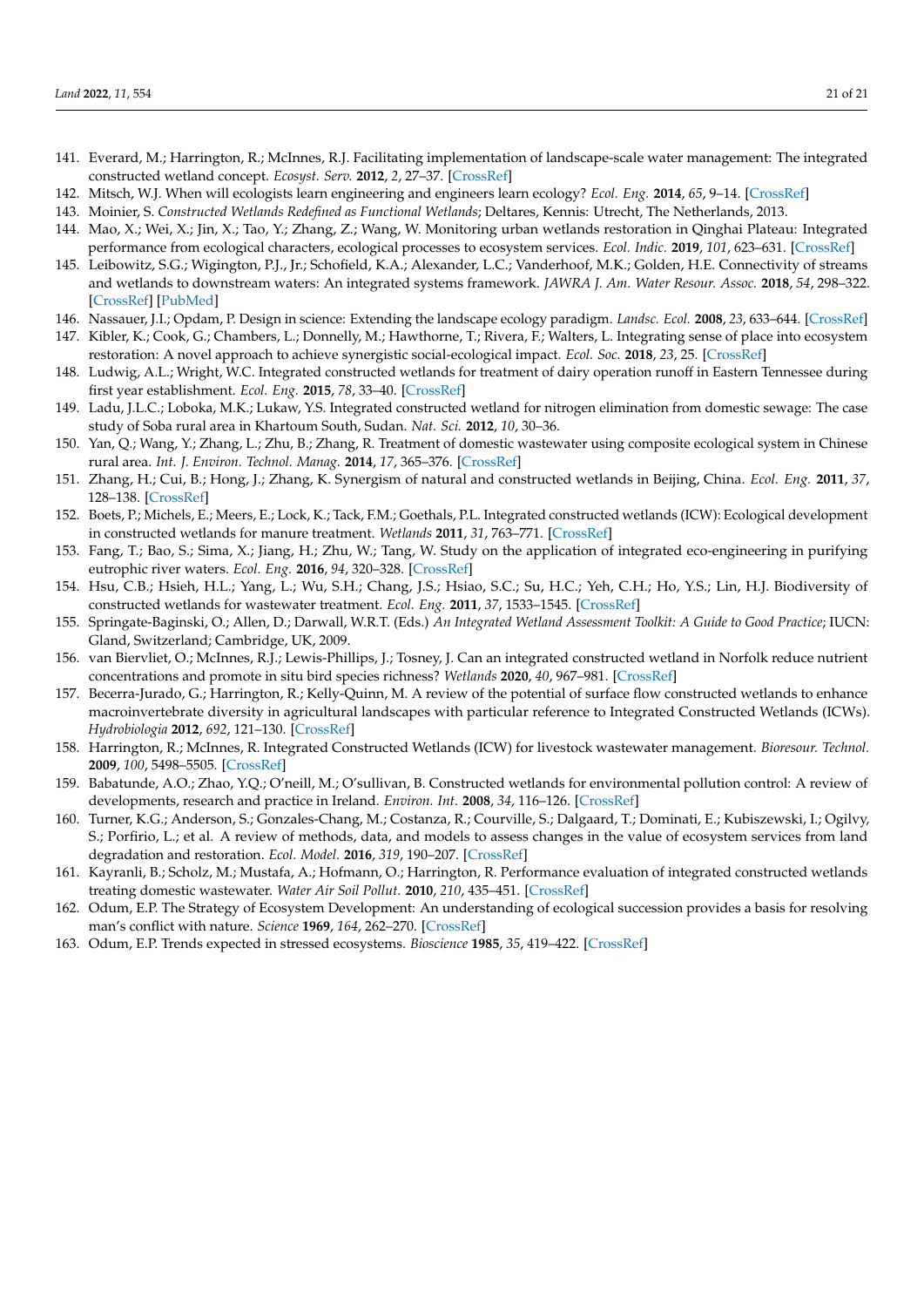141. Everard, M.; Harrington, R.; McInnes, R.J. Facilitating implementation of landscape-scale water management: The integrated constructed wetland concept. *Ecosyst. Serv.* **2012**, *2*, 27–37. [CrossRef]
142. Mitsch, W.J. When will ecologists learn engineering and engineers learn ecology? *Ecol. Eng.* **2014**, *65*, 9–14. [CrossRef]
143. Moinier, S. *Constructed Wetlands Redefined as Functional Wetlands*; Deltares, Kennis: Utrecht, The Netherlands, 2013.
144. Mao, X.; Wei, X.; Jin, X.; Tao, Y.; Zhang, Z.; Wang, W. Monitoring urban wetlands restoration in Qinghai Plateau: Integrated performance from ecological characters, ecological processes to ecosystem services. *Ecol. Indic.* **2019**, *101*, 623–631. [CrossRef]
145. Leibowitz, S.G.; Wigington, P.J., Jr.; Schofield, K.A.; Alexander, L.C.; Vanderhoof, M.K.; Golden, H.E. Connectivity of streams and wetlands to downstream waters: An integrated systems framework. *JAWRA J. Am. Water Resour. Assoc.* **2018**, *54*, 298–322. [CrossRef] [PubMed]
146. Nassauer, J.I.; Opdam, P. Design in science: Extending the landscape ecology paradigm. *Landsc. Ecol.* **2008**, *23*, 633–644. [CrossRef]
147. Kibler, K.; Cook, G.; Chambers, L.; Donnelly, M.; Hawthorne, T.; Rivera, F.; Walters, L. Integrating sense of place into ecosystem restoration: A novel approach to achieve synergistic social-ecological impact. *Ecol. Soc.* **2018**, *23*, 25. [CrossRef]
148. Ludwig, A.L.; Wright, W.C. Integrated constructed wetlands for treatment of dairy operation runoff in Eastern Tennessee during first year establishment. *Ecol. Eng.* **2015**, *78*, 33–40. [CrossRef]
149. Ladu, J.L.C.; Loboka, M.K.; Lukaw, Y.S. Integrated constructed wetland for nitrogen elimination from domestic sewage: The case study of Soba rural area in Khartoum South, Sudan. *Nat. Sci.* **2012**, *10*, 30–36.
150. Yan, Q.; Wang, Y.; Zhang, L.; Zhu, B.; Zhang, R. Treatment of domestic wastewater using composite ecological system in Chinese rural area. *Int. J. Environ. Technol. Manag.* **2014**, *17*, 365–376. [CrossRef]
151. Zhang, H.; Cui, B.; Hong, J.; Zhang, K. Synergism of natural and constructed wetlands in Beijing, China. *Ecol. Eng.* **2011**, *37*, 128–138. [CrossRef]
152. Boets, P.; Michels, E.; Meers, E.; Lock, K.; Tack, F.M.; Goethals, P.L. Integrated constructed wetlands (ICW): Ecological development in constructed wetlands for manure treatment. *Wetlands* **2011**, *31*, 763–771. [CrossRef]
153. Fang, T.; Bao, S.; Sima, X.; Jiang, H.; Zhu, W.; Tang, W. Study on the application of integrated eco-engineering in purifying eutrophic river waters. *Ecol. Eng.* **2016**, *94*, 320–328. [CrossRef]
154. Hsu, C.B.; Hsieh, H.L.; Yang, L.; Wu, S.H.; Chang, J.S.; Hsiao, S.C.; Su, H.C.; Yeh, C.H.; Ho, Y.S.; Lin, H.J. Biodiversity of constructed wetlands for wastewater treatment. *Ecol. Eng.* **2011**, *37*, 1533–1545. [CrossRef]
155. Springate-Baginski, O.; Allen, D.; Darwall, W.R.T. (Eds.) *An Integrated Wetland Assessment Toolkit: A Guide to Good Practice*; IUCN: Gland, Switzerland; Cambridge, UK, 2009.
156. van Biervliet, O.; McInnes, R.J.; Lewis-Phillips, J.; Tosney, J. Can an integrated constructed wetland in Norfolk reduce nutrient concentrations and promote in situ bird species richness? *Wetlands* **2020**, *40*, 967–981. [CrossRef]
157. Becerra-Jurado, G.; Harrington, R.; Kelly-Quinn, M. A review of the potential of surface flow constructed wetlands to enhance macroinvertebrate diversity in agricultural landscapes with particular reference to Integrated Constructed Wetlands (ICWs). *Hydrobiologia* **2012**, *692*, 121–130. [CrossRef]
158. Harrington, R.; McInnes, R. Integrated Constructed Wetlands (ICW) for livestock wastewater management. *Bioresour. Technol.* **2009**, *100*, 5498–5505. [CrossRef]
159. Babatunde, A.O.; Zhao, Y.Q.; O'neill, M.; O'sullivan, B. Constructed wetlands for environmental pollution control: A review of developments, research and practice in Ireland. *Environ. Int.* **2008**, *34*, 116–126. [CrossRef]
160. Turner, K.G.; Anderson, S.; Gonzales-Chang, M.; Costanza, R.; Courville, S.; Dalgaard, T.; Dominati, E.; Kubiszewski, I.; Ogilvy, S.; Porfirio, L.; et al. A review of methods, data, and models to assess changes in the value of ecosystem services from land degradation and restoration. *Ecol. Model.* **2016**, *319*, 190–207. [CrossRef]
161. Kayranli, B.; Scholz, M.; Mustafa, A.; Hofmann, O.; Harrington, R. Performance evaluation of integrated constructed wetlands treating domestic wastewater. *Water Air Soil Pollut.* **2010**, *210*, 435–451. [CrossRef]
162. Odum, E.P. The Strategy of Ecosystem Development: An understanding of ecological succession provides a basis for resolving man's conflict with nature. *Science* **1969**, *164*, 262–270. [CrossRef]
163. Odum, E.P. Trends expected in stressed ecosystems. *Bioscience* **1985**, *35*, 419–422. [CrossRef]